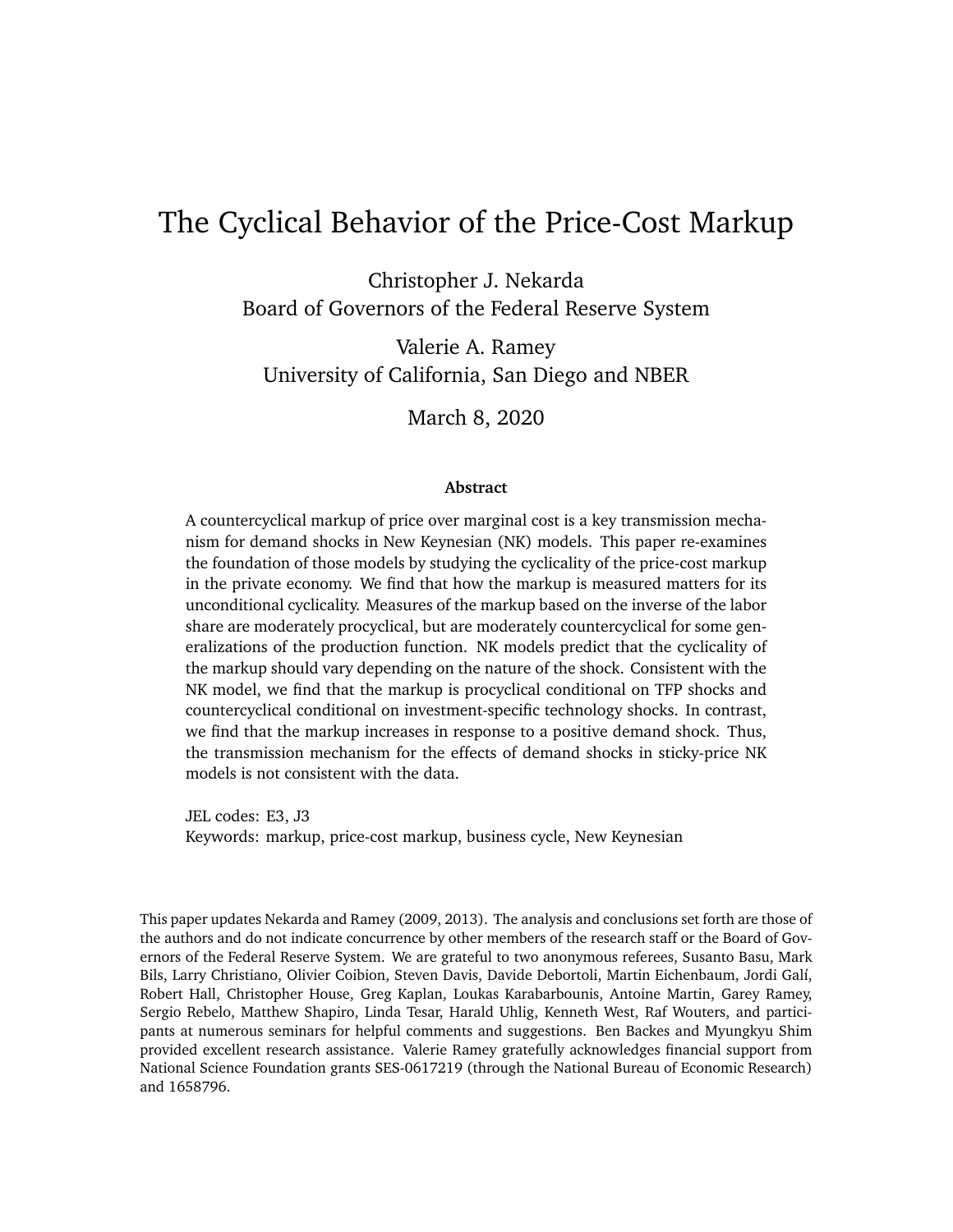# The Cyclical Behavior of the Price-Cost Markup

Christopher J. Nekarda
Board of Governors of the Federal Reserve System

Valerie A. Ramey
University of California, San Diego and NBER

March 8, 2020

**Abstract**

A countercyclical markup of price over marginal cost is a key transmission mechanism for demand shocks in New Keynesian (NK) models. This paper re-examines the foundation of those models by studying the cyclicality of the price-cost markup in the private economy. We find that how the markup is measured matters for its unconditional cyclicality. Measures of the markup based on the inverse of the labor share are moderately procyclical, but are moderately countercyclical for some generalizations of the production function. NK models predict that the cyclicality of the markup should vary depending on the nature of the shock. Consistent with the NK model, we find that the markup is procyclical conditional on TFP shocks and countercyclical conditional on investment-specific technology shocks. In contrast, we find that the markup increases in response to a positive demand shock. Thus, the transmission mechanism for the effects of demand shocks in sticky-price NK models is not consistent with the data.

JEL codes: E3, J3
Keywords: markup, price-cost markup, business cycle, New Keynesian

This paper updates Nekarda and Ramey (2009, 2013). The analysis and conclusions set forth are those of the authors and do not indicate concurrence by other members of the research staff or the Board of Governors of the Federal Reserve System. We are grateful to two anonymous referees, Susanto Basu, Mark Bils, Larry Christiano, Olivier Coibion, Steven Davis, Davide Debortoli, Martin Eichenbaum, Jordi Galí, Robert Hall, Christopher House, Greg Kaplan, Loukas Karabarbounis, Antoine Martin, Garey Ramey, Sergio Rebelo, Matthew Shapiro, Linda Tesar, Harald Uhlig, Kenneth West, Raf Wouters, and participants at numerous seminars for helpful comments and suggestions. Ben Backes and Myungkyu Shim provided excellent research assistance. Valerie Ramey gratefully acknowledges financial support from National Science Foundation grants SES-0617219 (through the National Bureau of Economic Research) and 1658796.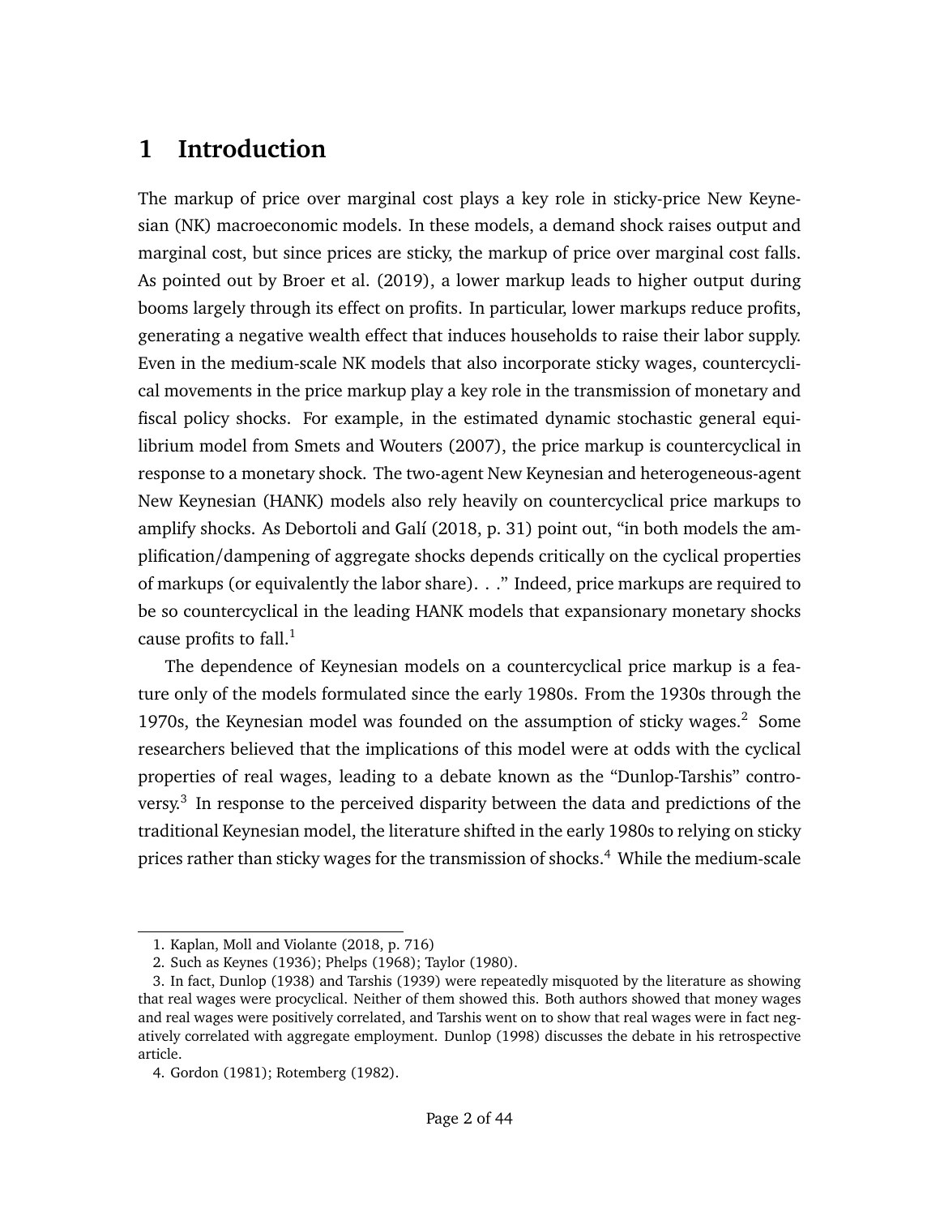# 1 Introduction

The markup of price over marginal cost plays a key role in sticky-price New Keynesian (NK) macroeconomic models. In these models, a demand shock raises output and marginal cost, but since prices are sticky, the markup of price over marginal cost falls. As pointed out by Broer et al. (2019), a lower markup leads to higher output during booms largely through its effect on profits. In particular, lower markups reduce profits, generating a negative wealth effect that induces households to raise their labor supply. Even in the medium-scale NK models that also incorporate sticky wages, countercyclical movements in the price markup play a key role in the transmission of monetary and fiscal policy shocks. For example, in the estimated dynamic stochastic general equilibrium model from Smets and Wouters (2007), the price markup is countercyclical in response to a monetary shock. The two-agent New Keynesian and heterogeneous-agent New Keynesian (HANK) models also rely heavily on countercyclical price markups to amplify shocks. As Debortoli and Galí (2018, p. 31) point out, "in both models the amplification/dampening of aggregate shocks depends critically on the cyclical properties of markups (or equivalently the labor share). . ." Indeed, price markups are required to be so countercyclical in the leading HANK models that expansionary monetary shocks cause profits to fall.[1]

The dependence of Keynesian models on a countercyclical price markup is a feature only of the models formulated since the early 1980s. From the 1930s through the 1970s, the Keynesian model was founded on the assumption of sticky wages.[2] Some researchers believed that the implications of this model were at odds with the cyclical properties of real wages, leading to a debate known as the "Dunlop-Tarshis" controversy.[3] In response to the perceived disparity between the data and predictions of the traditional Keynesian model, the literature shifted in the early 1980s to relying on sticky prices rather than sticky wages for the transmission of shocks.[4] While the medium-scale

---

1. Kaplan, Moll and Violante (2018, p. 716)

2. Such as Keynes (1936); Phelps (1968); Taylor (1980).

3. In fact, Dunlop (1938) and Tarshis (1939) were repeatedly misquoted by the literature as showing that real wages were procyclical. Neither of them showed this. Both authors showed that money wages and real wages were positively correlated, and Tarshis went on to show that real wages were in fact negatively correlated with aggregate employment. Dunlop (1998) discusses the debate in his retrospective article.

4. Gordon (1981); Rotemberg (1982).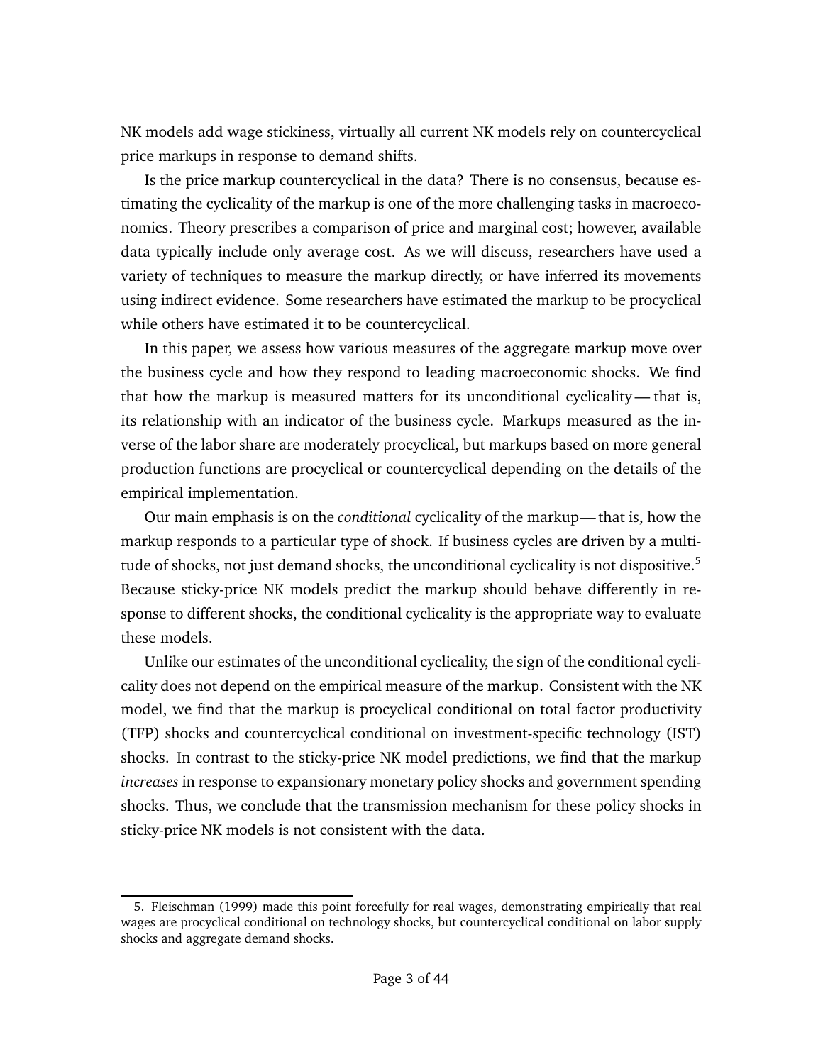NK models add wage stickiness, virtually all current NK models rely on countercyclical price markups in response to demand shifts.

Is the price markup countercyclical in the data? There is no consensus, because estimating the cyclicality of the markup is one of the more challenging tasks in macroeconomics. Theory prescribes a comparison of price and marginal cost; however, available data typically include only average cost. As we will discuss, researchers have used a variety of techniques to measure the markup directly, or have inferred its movements using indirect evidence. Some researchers have estimated the markup to be procyclical while others have estimated it to be countercyclical.

In this paper, we assess how various measures of the aggregate markup move over the business cycle and how they respond to leading macroeconomic shocks. We find that how the markup is measured matters for its unconditional cyclicality — that is, its relationship with an indicator of the business cycle. Markups measured as the inverse of the labor share are moderately procyclical, but markups based on more general production functions are procyclical or countercyclical depending on the details of the empirical implementation.

Our main emphasis is on the *conditional* cyclicality of the markup — that is, how the markup responds to a particular type of shock. If business cycles are driven by a multitude of shocks, not just demand shocks, the unconditional cyclicality is not dispositive.[5] Because sticky-price NK models predict the markup should behave differently in response to different shocks, the conditional cyclicality is the appropriate way to evaluate these models.

Unlike our estimates of the unconditional cyclicality, the sign of the conditional cyclicality does not depend on the empirical measure of the markup. Consistent with the NK model, we find that the markup is procyclical conditional on total factor productivity (TFP) shocks and countercyclical conditional on investment-specific technology (IST) shocks. In contrast to the sticky-price NK model predictions, we find that the markup *increases* in response to expansionary monetary policy shocks and government spending shocks. Thus, we conclude that the transmission mechanism for these policy shocks in sticky-price NK models is not consistent with the data.

5. Fleischman (1999) made this point forcefully for real wages, demonstrating empirically that real wages are procyclical conditional on technology shocks, but countercyclical conditional on labor supply shocks and aggregate demand shocks.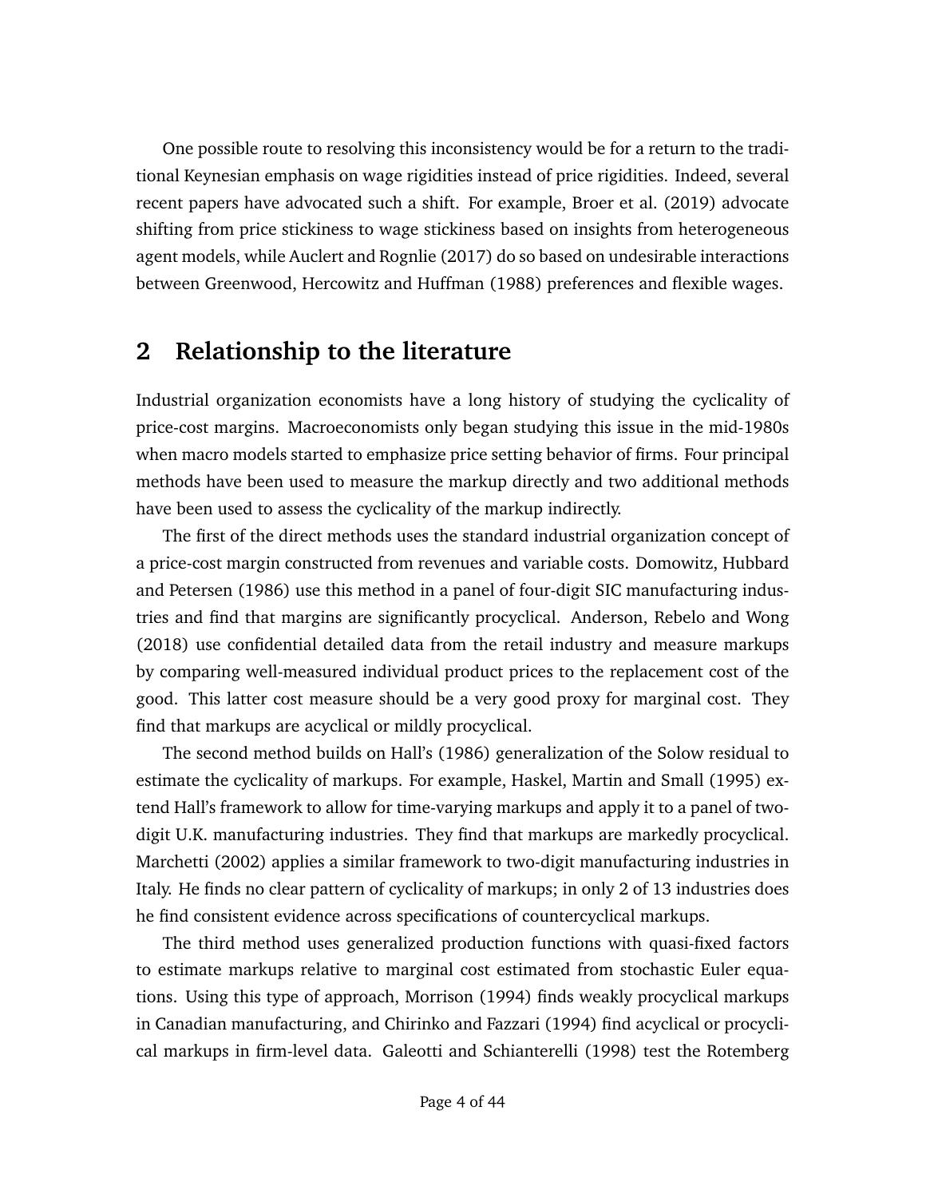One possible route to resolving this inconsistency would be for a return to the traditional Keynesian emphasis on wage rigidities instead of price rigidities. Indeed, several recent papers have advocated such a shift. For example, Broer et al. (2019) advocate shifting from price stickiness to wage stickiness based on insights from heterogeneous agent models, while Auclert and Rognlie (2017) do so based on undesirable interactions between Greenwood, Hercowitz and Huffman (1988) preferences and flexible wages.

## 2 Relationship to the literature

Industrial organization economists have a long history of studying the cyclicality of price-cost margins. Macroeconomists only began studying this issue in the mid-1980s when macro models started to emphasize price setting behavior of firms. Four principal methods have been used to measure the markup directly and two additional methods have been used to assess the cyclicality of the markup indirectly.

The first of the direct methods uses the standard industrial organization concept of a price-cost margin constructed from revenues and variable costs. Domowitz, Hubbard and Petersen (1986) use this method in a panel of four-digit SIC manufacturing industries and find that margins are significantly procyclical. Anderson, Rebelo and Wong (2018) use confidential detailed data from the retail industry and measure markups by comparing well-measured individual product prices to the replacement cost of the good. This latter cost measure should be a very good proxy for marginal cost. They find that markups are acyclical or mildly procyclical.

The second method builds on Hall's (1986) generalization of the Solow residual to estimate the cyclicality of markups. For example, Haskel, Martin and Small (1995) extend Hall's framework to allow for time-varying markups and apply it to a panel of two-digit U.K. manufacturing industries. They find that markups are markedly procyclical. Marchetti (2002) applies a similar framework to two-digit manufacturing industries in Italy. He finds no clear pattern of cyclicality of markups; in only 2 of 13 industries does he find consistent evidence across specifications of countercyclical markups.

The third method uses generalized production functions with quasi-fixed factors to estimate markups relative to marginal cost estimated from stochastic Euler equations. Using this type of approach, Morrison (1994) finds weakly procyclical markups in Canadian manufacturing, and Chirinko and Fazzari (1994) find acyclical or procyclical markups in firm-level data. Galeotti and Schianterelli (1998) test the Rotemberg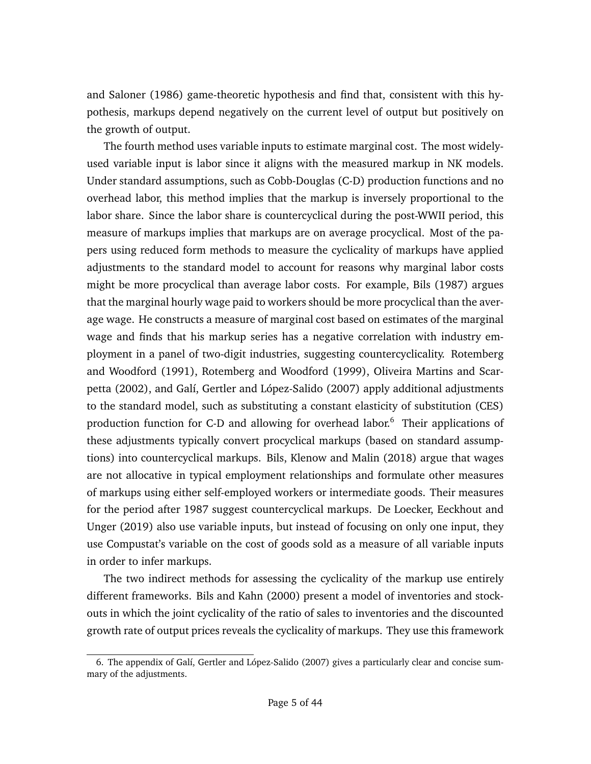and Saloner (1986) game-theoretic hypothesis and find that, consistent with this hypothesis, markups depend negatively on the current level of output but positively on the growth of output.

The fourth method uses variable inputs to estimate marginal cost. The most widely-used variable input is labor since it aligns with the measured markup in NK models. Under standard assumptions, such as Cobb-Douglas (C-D) production functions and no overhead labor, this method implies that the markup is inversely proportional to the labor share. Since the labor share is countercyclical during the post-WWII period, this measure of markups implies that markups are on average procyclical. Most of the papers using reduced form methods to measure the cyclicality of markups have applied adjustments to the standard model to account for reasons why marginal labor costs might be more procyclical than average labor costs. For example, Bils (1987) argues that the marginal hourly wage paid to workers should be more procyclical than the average wage. He constructs a measure of marginal cost based on estimates of the marginal wage and finds that his markup series has a negative correlation with industry employment in a panel of two-digit industries, suggesting countercyclicality. Rotemberg and Woodford (1991), Rotemberg and Woodford (1999), Oliveira Martins and Scarpetta (2002), and Galí, Gertler and López-Salido (2007) apply additional adjustments to the standard model, such as substituting a constant elasticity of substitution (CES) production function for C-D and allowing for overhead labor.[6] Their applications of these adjustments typically convert procyclical markups (based on standard assumptions) into countercyclical markups. Bils, Klenow and Malin (2018) argue that wages are not allocative in typical employment relationships and formulate other measures of markups using either self-employed workers or intermediate goods. Their measures for the period after 1987 suggest countercyclical markups. De Loecker, Eeckhout and Unger (2019) also use variable inputs, but instead of focusing on only one input, they use Compustat's variable on the cost of goods sold as a measure of all variable inputs in order to infer markups.

The two indirect methods for assessing the cyclicality of the markup use entirely different frameworks. Bils and Kahn (2000) present a model of inventories and stockouts in which the joint cyclicality of the ratio of sales to inventories and the discounted growth rate of output prices reveals the cyclicality of markups. They use this framework

6. The appendix of Galí, Gertler and López-Salido (2007) gives a particularly clear and concise summary of the adjustments.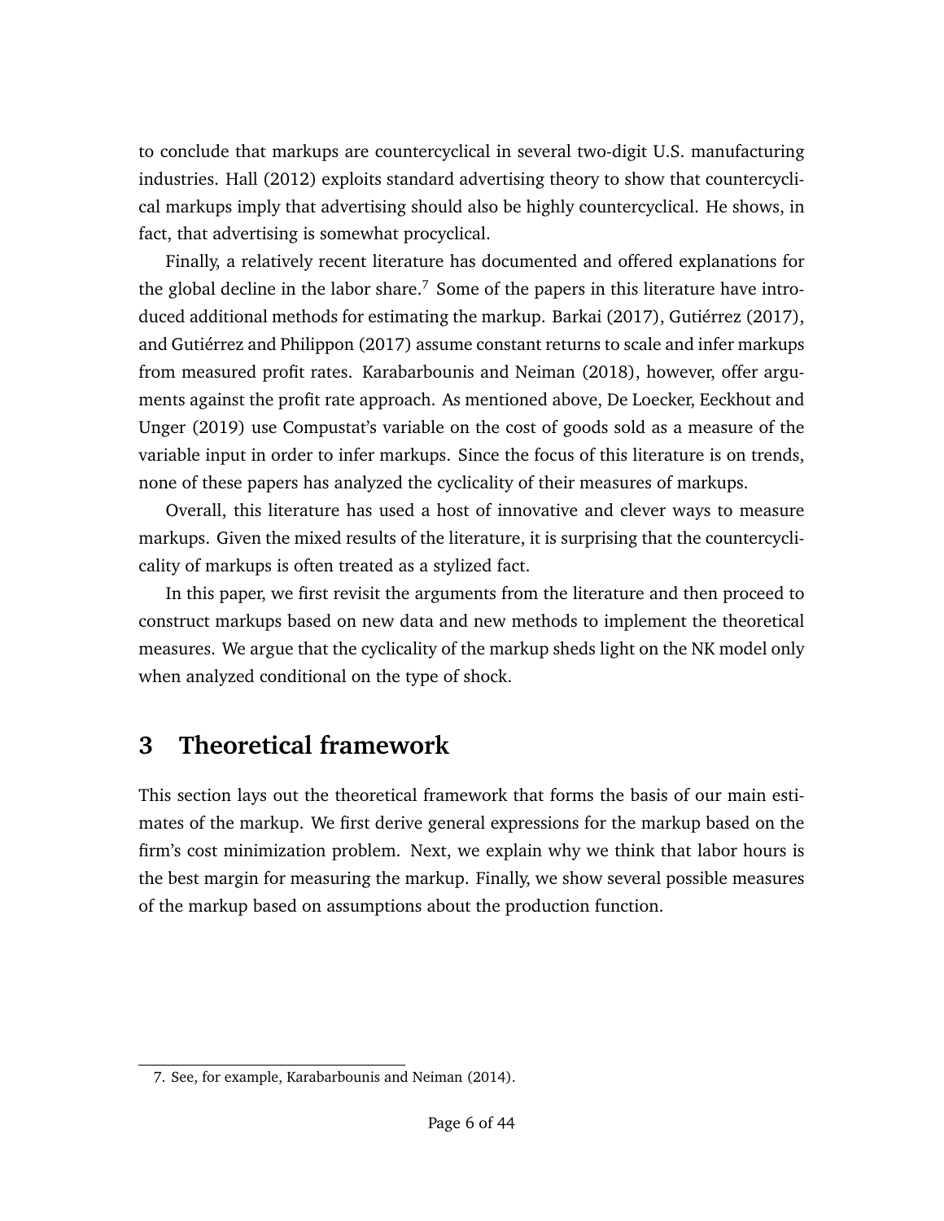to conclude that markups are countercyclical in several two-digit U.S. manufacturing industries. Hall (2012) exploits standard advertising theory to show that countercyclical markups imply that advertising should also be highly countercyclical. He shows, in fact, that advertising is somewhat procyclical.

Finally, a relatively recent literature has documented and offered explanations for the global decline in the labor share.[7] Some of the papers in this literature have introduced additional methods for estimating the markup. Barkai (2017), Gutiérrez (2017), and Gutiérrez and Philippon (2017) assume constant returns to scale and infer markups from measured profit rates. Karabarbounis and Neiman (2018), however, offer arguments against the profit rate approach. As mentioned above, De Loecker, Eeckhout and Unger (2019) use Compustat's variable on the cost of goods sold as a measure of the variable input in order to infer markups. Since the focus of this literature is on trends, none of these papers has analyzed the cyclicality of their measures of markups.

Overall, this literature has used a host of innovative and clever ways to measure markups. Given the mixed results of the literature, it is surprising that the countercyclicality of markups is often treated as a stylized fact.

In this paper, we first revisit the arguments from the literature and then proceed to construct markups based on new data and new methods to implement the theoretical measures. We argue that the cyclicality of the markup sheds light on the NK model only when analyzed conditional on the type of shock.

# 3 Theoretical framework

This section lays out the theoretical framework that forms the basis of our main estimates of the markup. We first derive general expressions for the markup based on the firm's cost minimization problem. Next, we explain why we think that labor hours is the best margin for measuring the markup. Finally, we show several possible measures of the markup based on assumptions about the production function.

7. See, for example, Karabarbounis and Neiman (2014).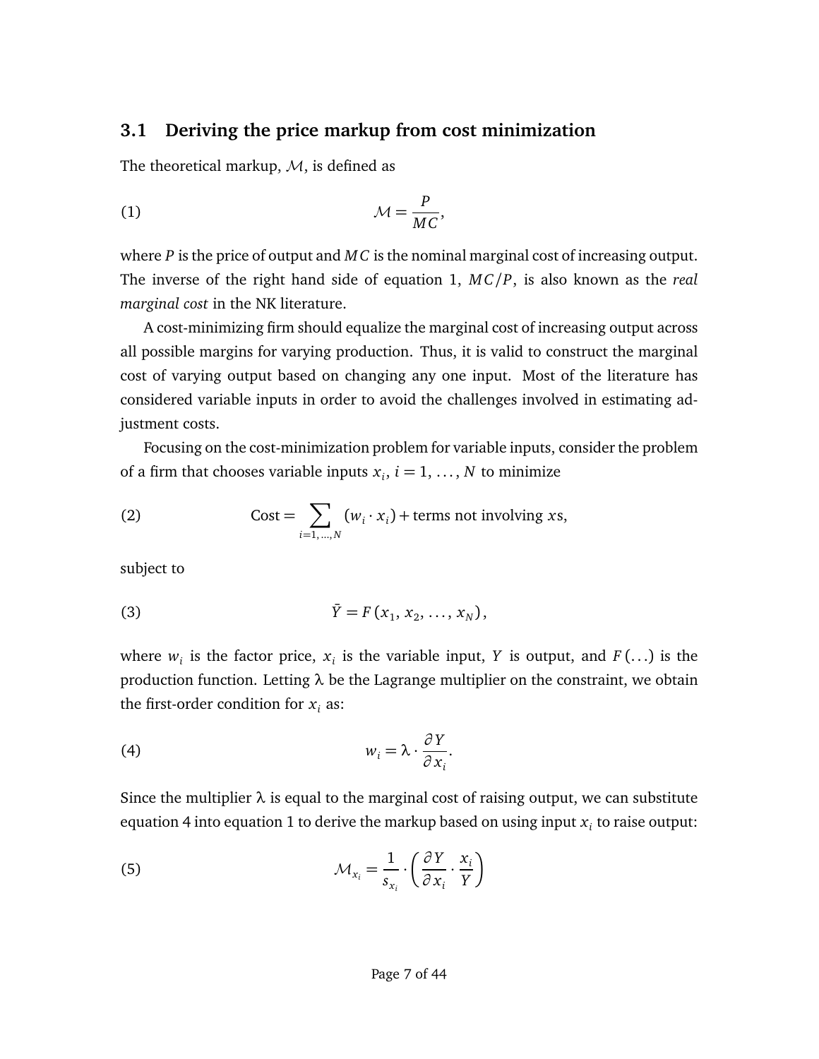### 3.1 Deriving the price markup from cost minimization

The theoretical markup, $\mathcal{M}$, is defined as

$$\mathcal{M} = \frac{P}{MC}, \tag{1}$$

where $P$ is the price of output and $MC$ is the nominal marginal cost of increasing output. The inverse of the right hand side of equation 1, $MC/P$, is also known as the *real marginal cost* in the NK literature.

A cost-minimizing firm should equalize the marginal cost of increasing output across all possible margins for varying production. Thus, it is valid to construct the marginal cost of varying output based on changing any one input. Most of the literature has considered variable inputs in order to avoid the challenges involved in estimating adjustment costs.

Focusing on the cost-minimization problem for variable inputs, consider the problem of a firm that chooses variable inputs $x_i$, $i = 1, \ldots, N$ to minimize

$$\text{Cost} = \sum_{i=1,\ldots,N} (w_i \cdot x_i) + \text{terms not involving } x\text{s}, \tag{2}$$

subject to

$$\bar{Y} = F(x_1, x_2, \ldots, x_N), \tag{3}$$

where $w_i$ is the factor price, $x_i$ is the variable input, $Y$ is output, and $F(\ldots)$ is the production function. Letting $\lambda$ be the Lagrange multiplier on the constraint, we obtain the first-order condition for $x_i$ as:

$$w_i = \lambda \cdot \frac{\partial Y}{\partial x_i}. \tag{4}$$

Since the multiplier $\lambda$ is equal to the marginal cost of raising output, we can substitute equation 4 into equation 1 to derive the markup based on using input $x_i$ to raise output:

$$\mathcal{M}_{x_i} = \frac{1}{s_{x_i}} \cdot \left( \frac{\partial Y}{\partial x_i} \cdot \frac{x_i}{Y} \right) \tag{5}$$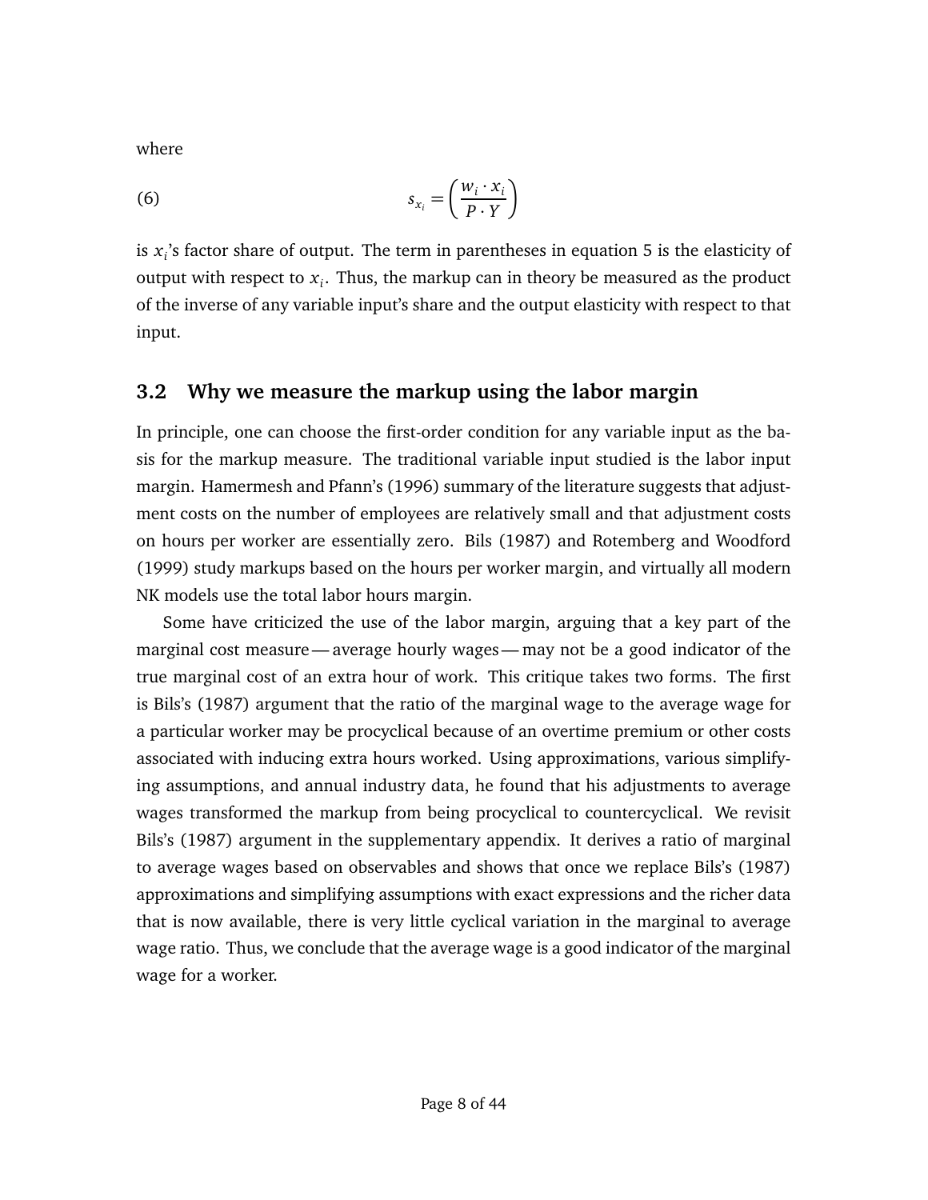where

$$s_{x_i} = \left( \frac{w_i \cdot x_i}{P \cdot Y} \right) \tag{6}$$

is $x_i$'s factor share of output. The term in parentheses in equation 5 is the elasticity of output with respect to $x_i$. Thus, the markup can in theory be measured as the product of the inverse of any variable input's share and the output elasticity with respect to that input.

## 3.2 Why we measure the markup using the labor margin

In principle, one can choose the first-order condition for any variable input as the basis for the markup measure. The traditional variable input studied is the labor input margin. Hamermesh and Pfann's (1996) summary of the literature suggests that adjustment costs on the number of employees are relatively small and that adjustment costs on hours per worker are essentially zero. Bils (1987) and Rotemberg and Woodford (1999) study markups based on the hours per worker margin, and virtually all modern NK models use the total labor hours margin.

Some have criticized the use of the labor margin, arguing that a key part of the marginal cost measure — average hourly wages — may not be a good indicator of the true marginal cost of an extra hour of work. This critique takes two forms. The first is Bils's (1987) argument that the ratio of the marginal wage to the average wage for a particular worker may be procyclical because of an overtime premium or other costs associated with inducing extra hours worked. Using approximations, various simplifying assumptions, and annual industry data, he found that his adjustments to average wages transformed the markup from being procyclical to countercyclical. We revisit Bils's (1987) argument in the supplementary appendix. It derives a ratio of marginal to average wages based on observables and shows that once we replace Bils's (1987) approximations and simplifying assumptions with exact expressions and the richer data that is now available, there is very little cyclical variation in the marginal to average wage ratio. Thus, we conclude that the average wage is a good indicator of the marginal wage for a worker.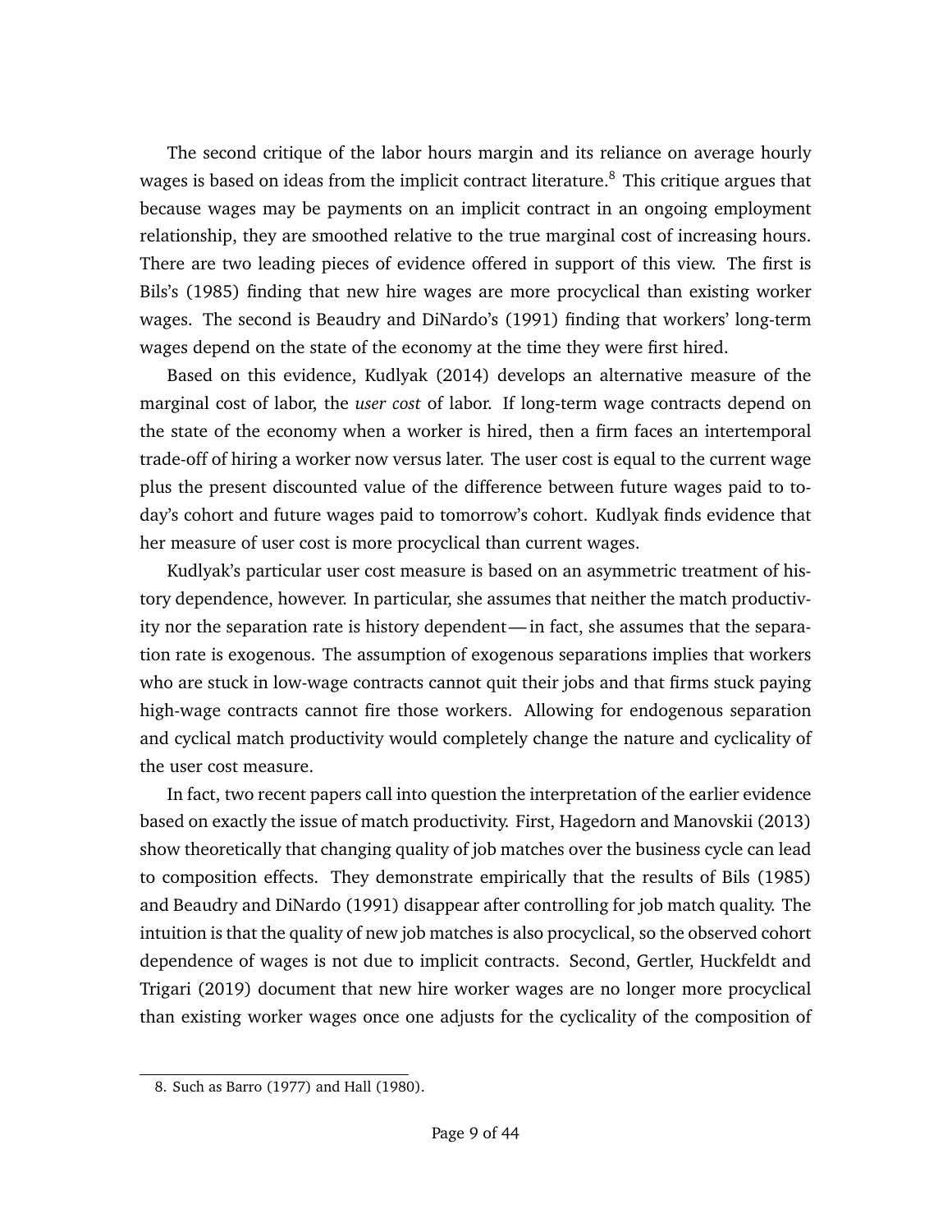The second critique of the labor hours margin and its reliance on average hourly wages is based on ideas from the implicit contract literature.[8] This critique argues that because wages may be payments on an implicit contract in an ongoing employment relationship, they are smoothed relative to the true marginal cost of increasing hours. There are two leading pieces of evidence offered in support of this view. The first is Bils's (1985) finding that new hire wages are more procyclical than existing worker wages. The second is Beaudry and DiNardo's (1991) finding that workers' long-term wages depend on the state of the economy at the time they were first hired.

Based on this evidence, Kudlyak (2014) develops an alternative measure of the marginal cost of labor, the *user cost* of labor. If long-term wage contracts depend on the state of the economy when a worker is hired, then a firm faces an intertemporal trade-off of hiring a worker now versus later. The user cost is equal to the current wage plus the present discounted value of the difference between future wages paid to today's cohort and future wages paid to tomorrow's cohort. Kudlyak finds evidence that her measure of user cost is more procyclical than current wages.

Kudlyak's particular user cost measure is based on an asymmetric treatment of history dependence, however. In particular, she assumes that neither the match productivity nor the separation rate is history dependent—in fact, she assumes that the separation rate is exogenous. The assumption of exogenous separations implies that workers who are stuck in low-wage contracts cannot quit their jobs and that firms stuck paying high-wage contracts cannot fire those workers. Allowing for endogenous separation and cyclical match productivity would completely change the nature and cyclicality of the user cost measure.

In fact, two recent papers call into question the interpretation of the earlier evidence based on exactly the issue of match productivity. First, Hagedorn and Manovskii (2013) show theoretically that changing quality of job matches over the business cycle can lead to composition effects. They demonstrate empirically that the results of Bils (1985) and Beaudry and DiNardo (1991) disappear after controlling for job match quality. The intuition is that the quality of new job matches is also procyclical, so the observed cohort dependence of wages is not due to implicit contracts. Second, Gertler, Huckfeldt and Trigari (2019) document that new hire worker wages are no longer more procyclical than existing worker wages once one adjusts for the cyclicality of the composition of

8. Such as Barro (1977) and Hall (1980).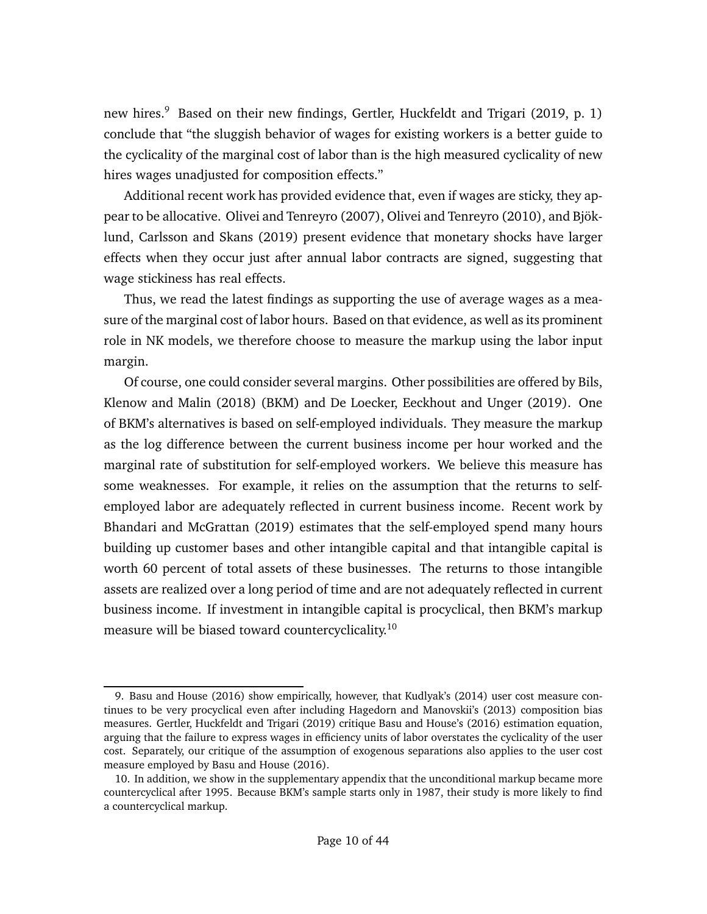new hires.[9] Based on their new findings, Gertler, Huckfeldt and Trigari (2019, p. 1) conclude that "the sluggish behavior of wages for existing workers is a better guide to the cyclicality of the marginal cost of labor than is the high measured cyclicality of new hires wages unadjusted for composition effects."

Additional recent work has provided evidence that, even if wages are sticky, they appear to be allocative. Olivei and Tenreyro (2007), Olivei and Tenreyro (2010), and Björklund, Carlsson and Skans (2019) present evidence that monetary shocks have larger effects when they occur just after annual labor contracts are signed, suggesting that wage stickiness has real effects.

Thus, we read the latest findings as supporting the use of average wages as a measure of the marginal cost of labor hours. Based on that evidence, as well as its prominent role in NK models, we therefore choose to measure the markup using the labor input margin.

Of course, one could consider several margins. Other possibilities are offered by Bils, Klenow and Malin (2018) (BKM) and De Loecker, Eeckhout and Unger (2019). One of BKM's alternatives is based on self-employed individuals. They measure the markup as the log difference between the current business income per hour worked and the marginal rate of substitution for self-employed workers. We believe this measure has some weaknesses. For example, it relies on the assumption that the returns to self-employed labor are adequately reflected in current business income. Recent work by Bhandari and McGrattan (2019) estimates that the self-employed spend many hours building up customer bases and other intangible capital and that intangible capital is worth 60 percent of total assets of these businesses. The returns to those intangible assets are realized over a long period of time and are not adequately reflected in current business income. If investment in intangible capital is procyclical, then BKM's markup measure will be biased toward countercyclicality.[10]

---

9. Basu and House (2016) show empirically, however, that Kudlyak's (2014) user cost measure continues to be very procyclical even after including Hagedorn and Manovskii's (2013) composition bias measures. Gertler, Huckfeldt and Trigari (2019) critique Basu and House's (2016) estimation equation, arguing that the failure to express wages in efficiency units of labor overstates the cyclicality of the user cost. Separately, our critique of the assumption of exogenous separations also applies to the user cost measure employed by Basu and House (2016).

10. In addition, we show in the supplementary appendix that the unconditional markup became more countercyclical after 1995. Because BKM's sample starts only in 1987, their study is more likely to find a countercyclical markup.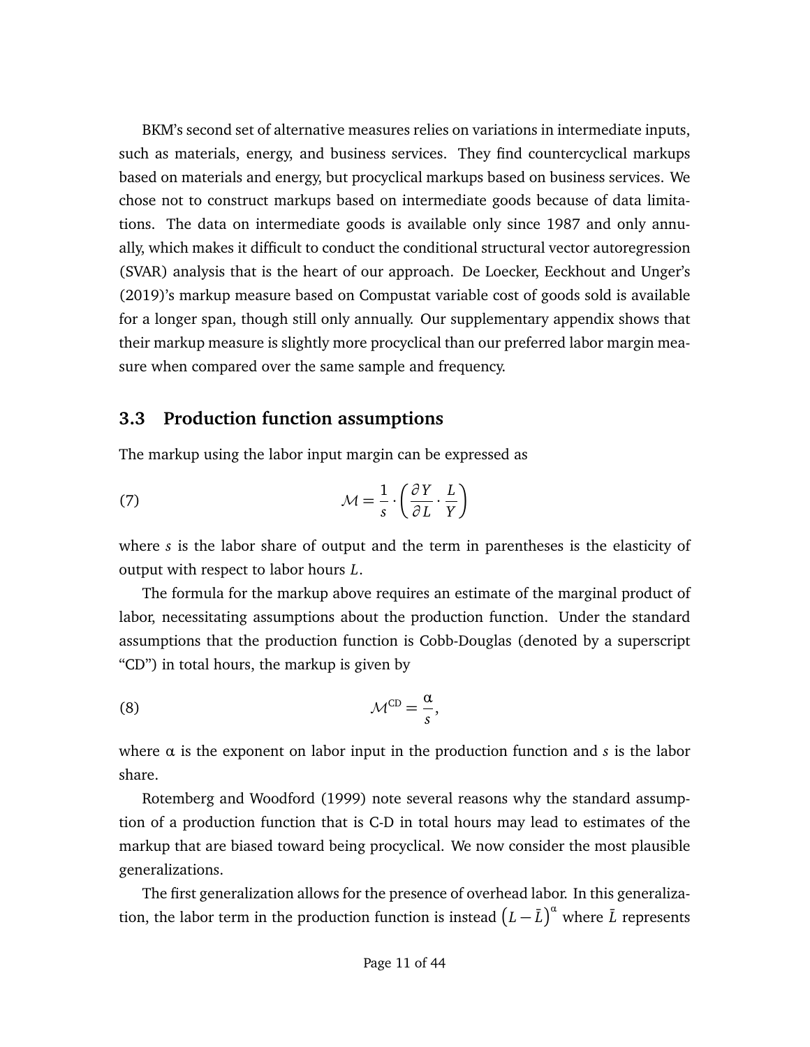BKM's second set of alternative measures relies on variations in intermediate inputs, such as materials, energy, and business services. They find countercyclical markups based on materials and energy, but procyclical markups based on business services. We chose not to construct markups based on intermediate goods because of data limitations. The data on intermediate goods is available only since 1987 and only annually, which makes it difficult to conduct the conditional structural vector autoregression (SVAR) analysis that is the heart of our approach. De Loecker, Eeckhout and Unger's (2019)'s markup measure based on Compustat variable cost of goods sold is available for a longer span, though still only annually. Our supplementary appendix shows that their markup measure is slightly more procyclical than our preferred labor margin measure when compared over the same sample and frequency.

### 3.3 Production function assumptions

The markup using the labor input margin can be expressed as

$$\mathcal{M} = \frac{1}{s} \cdot \left( \frac{\partial Y}{\partial L} \cdot \frac{L}{Y} \right) \tag{7}$$

where $s$ is the labor share of output and the term in parentheses is the elasticity of output with respect to labor hours $L$.

The formula for the markup above requires an estimate of the marginal product of labor, necessitating assumptions about the production function. Under the standard assumptions that the production function is Cobb-Douglas (denoted by a superscript "CD") in total hours, the markup is given by

$$\mathcal{M}^{\text{CD}} = \frac{\alpha}{s}, \tag{8}$$

where $\alpha$ is the exponent on labor input in the production function and $s$ is the labor share.

Rotemberg and Woodford (1999) note several reasons why the standard assumption of a production function that is C-D in total hours may lead to estimates of the markup that are biased toward being procyclical. We now consider the most plausible generalizations.

The first generalization allows for the presence of overhead labor. In this generalization, the labor term in the production function is instead $\left(L - \bar{L}\right)^{\alpha}$ where $\bar{L}$ represents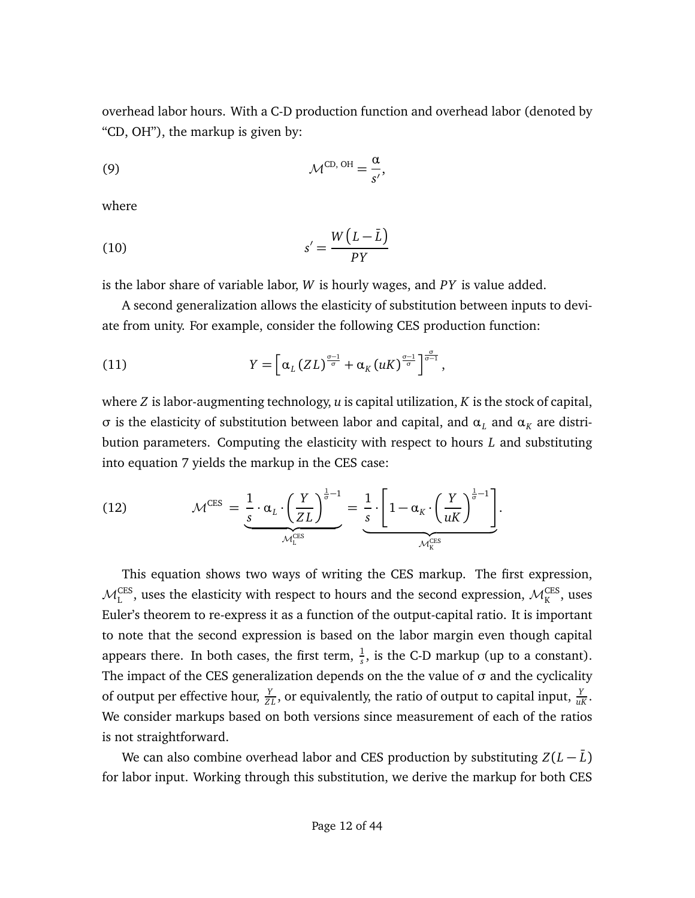overhead labor hours. With a C-D production function and overhead labor (denoted by "CD, OH"), the markup is given by:

$$\mathcal{M}^{\text{CD, OH}} = \frac{\alpha}{s'}, \tag{9}$$

where

$$s' = \frac{W\left(L - \bar{L}\right)}{PY} \tag{10}$$

is the labor share of variable labor, $W$ is hourly wages, and $PY$ is value added.

A second generalization allows the elasticity of substitution between inputs to deviate from unity. For example, consider the following CES production function:

$$Y = \left[\alpha_L \left(ZL\right)^{\frac{\sigma-1}{\sigma}} + \alpha_K \left(uK\right)^{\frac{\sigma-1}{\sigma}}\right]^{\frac{\sigma}{\sigma-1}}, \tag{11}$$

where $Z$ is labor-augmenting technology, $u$ is capital utilization, $K$ is the stock of capital, $\sigma$ is the elasticity of substitution between labor and capital, and $\alpha_L$ and $\alpha_K$ are distribution parameters. Computing the elasticity with respect to hours $L$ and substituting into equation 7 yields the markup in the CES case:

$$\mathcal{M}^{\text{CES}} = \underbrace{\frac{1}{s} \cdot \alpha_L \cdot \left(\frac{Y}{ZL}\right)^{\frac{1}{\sigma}-1}}_{\mathcal{M}_{\text{L}}^{\text{CES}}} = \underbrace{\frac{1}{s} \cdot \left[1 - \alpha_K \cdot \left(\frac{Y}{uK}\right)^{\frac{1}{\sigma}-1}\right]}_{\mathcal{M}_{\text{K}}^{\text{CES}}}. \tag{12}$$

This equation shows two ways of writing the CES markup. The first expression, $\mathcal{M}_{\text{L}}^{\text{CES}}$, uses the elasticity with respect to hours and the second expression, $\mathcal{M}_{\text{K}}^{\text{CES}}$, uses Euler's theorem to re-express it as a function of the output-capital ratio. It is important to note that the second expression is based on the labor margin even though capital appears there. In both cases, the first term, $\frac{1}{s}$, is the C-D markup (up to a constant). The impact of the CES generalization depends on the the value of $\sigma$ and the cyclicality of output per effective hour, $\frac{Y}{ZL}$, or equivalently, the ratio of output to capital input, $\frac{Y}{uK}$. We consider markups based on both versions since measurement of each of the ratios is not straightforward.

We can also combine overhead labor and CES production by substituting $Z(L - \bar{L})$ for labor input. Working through this substitution, we derive the markup for both CES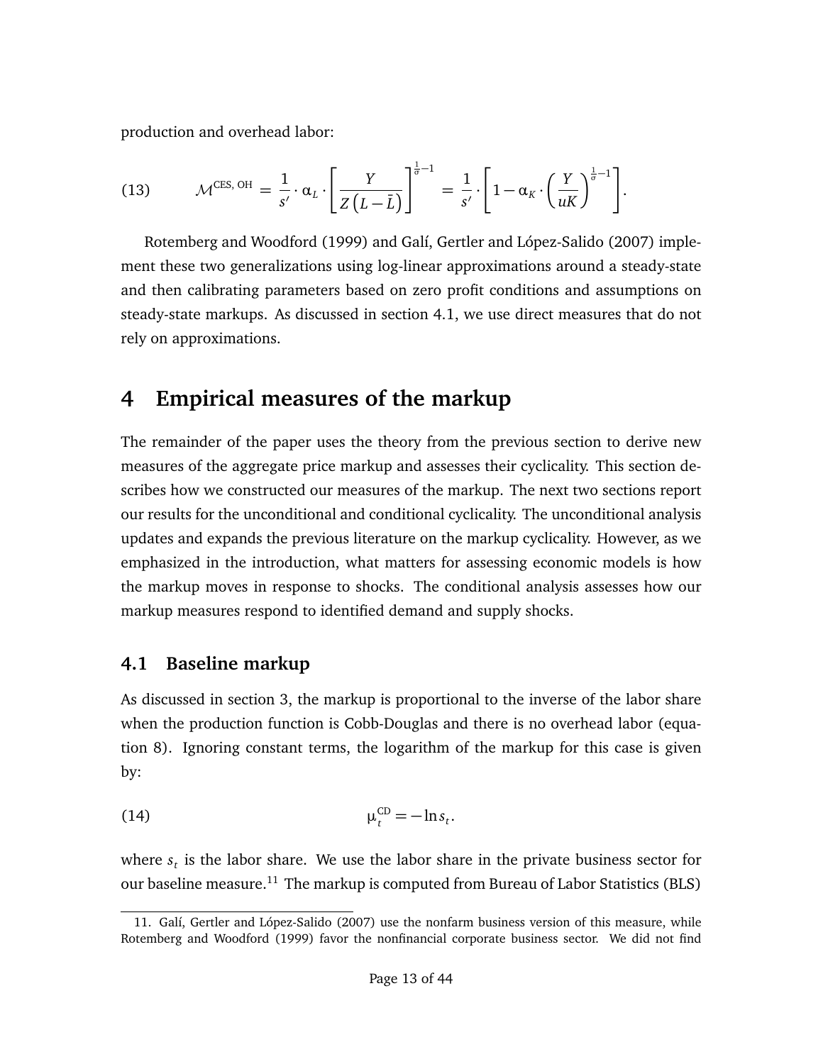production and overhead labor:

$$\mathcal{M}^{\text{CES, OH}} = \frac{1}{s'} \cdot \alpha_L \cdot \left[ \frac{Y}{Z\left(L - \bar{L}\right)} \right]^{\frac{1}{\sigma}-1} = \frac{1}{s'} \cdot \left[ 1 - \alpha_K \cdot \left( \frac{Y}{uK} \right)^{\frac{1}{\sigma}-1} \right]. \tag{13}$$

Rotemberg and Woodford (1999) and Galí, Gertler and López-Salido (2007) implement these two generalizations using log-linear approximations around a steady-state and then calibrating parameters based on zero profit conditions and assumptions on steady-state markups. As discussed in section 4.1, we use direct measures that do not rely on approximations.

# 4 Empirical measures of the markup

The remainder of the paper uses the theory from the previous section to derive new measures of the aggregate price markup and assesses their cyclicality. This section describes how we constructed our measures of the markup. The next two sections report our results for the unconditional and conditional cyclicality. The unconditional analysis updates and expands the previous literature on the markup cyclicality. However, as we emphasized in the introduction, what matters for assessing economic models is how the markup moves in response to shocks. The conditional analysis assesses how our markup measures respond to identified demand and supply shocks.

## 4.1 Baseline markup

As discussed in section 3, the markup is proportional to the inverse of the labor share when the production function is Cobb-Douglas and there is no overhead labor (equation 8). Ignoring constant terms, the logarithm of the markup for this case is given by:

$$\mu_t^{\text{CD}} = -\ln s_t. \tag{14}$$

where $s_t$ is the labor share. We use the labor share in the private business sector for our baseline measure.[11] The markup is computed from Bureau of Labor Statistics (BLS)

11. Galí, Gertler and López-Salido (2007) use the nonfarm business version of this measure, while Rotemberg and Woodford (1999) favor the nonfinancial corporate business sector. We did not find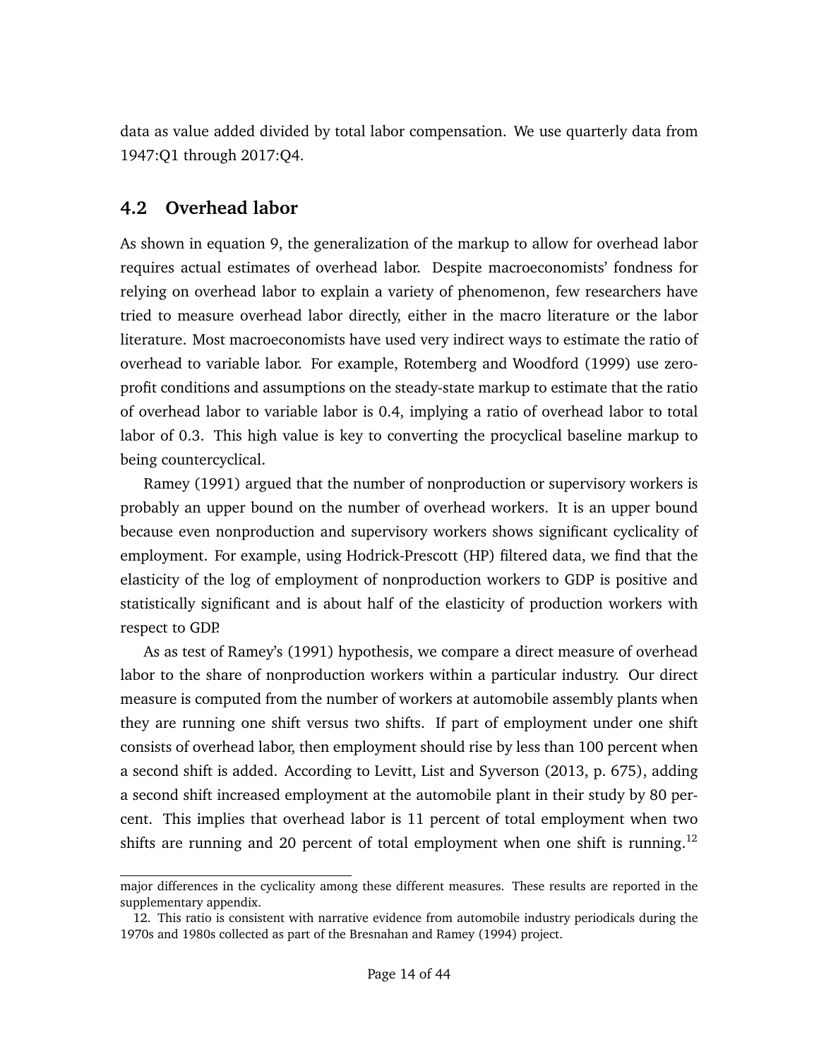data as value added divided by total labor compensation. We use quarterly data from 1947:Q1 through 2017:Q4.

## 4.2 Overhead labor

As shown in equation 9, the generalization of the markup to allow for overhead labor requires actual estimates of overhead labor. Despite macroeconomists' fondness for relying on overhead labor to explain a variety of phenomenon, few researchers have tried to measure overhead labor directly, either in the macro literature or the labor literature. Most macroeconomists have used very indirect ways to estimate the ratio of overhead to variable labor. For example, Rotemberg and Woodford (1999) use zero-profit conditions and assumptions on the steady-state markup to estimate that the ratio of overhead labor to variable labor is 0.4, implying a ratio of overhead labor to total labor of 0.3. This high value is key to converting the procyclical baseline markup to being countercyclical.

Ramey (1991) argued that the number of nonproduction or supervisory workers is probably an upper bound on the number of overhead workers. It is an upper bound because even nonproduction and supervisory workers shows significant cyclicality of employment. For example, using Hodrick-Prescott (HP) filtered data, we find that the elasticity of the log of employment of nonproduction workers to GDP is positive and statistically significant and is about half of the elasticity of production workers with respect to GDP.

As as test of Ramey's (1991) hypothesis, we compare a direct measure of overhead labor to the share of nonproduction workers within a particular industry. Our direct measure is computed from the number of workers at automobile assembly plants when they are running one shift versus two shifts. If part of employment under one shift consists of overhead labor, then employment should rise by less than 100 percent when a second shift is added. According to Levitt, List and Syverson (2013, p. 675), adding a second shift increased employment at the automobile plant in their study by 80 percent. This implies that overhead labor is 11 percent of total employment when two shifts are running and 20 percent of total employment when one shift is running.[12]

---

major differences in the cyclicality among these different measures. These results are reported in the supplementary appendix.

12. This ratio is consistent with narrative evidence from automobile industry periodicals during the 1970s and 1980s collected as part of the Bresnahan and Ramey (1994) project.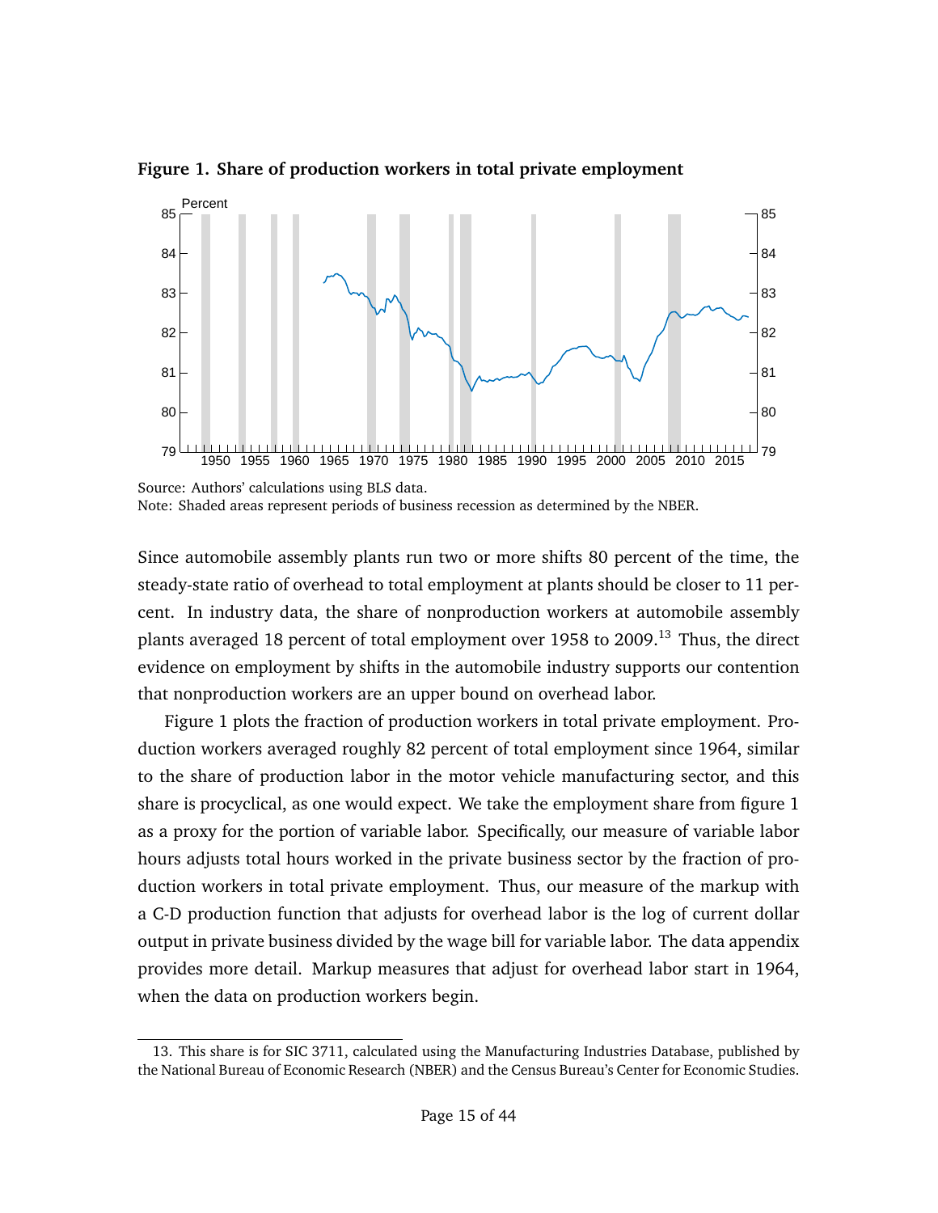**Figure 1. Share of production workers in total private employment**

Source: Authors' calculations using BLS data.
Note: Shaded areas represent periods of business recession as determined by the NBER.

Since automobile assembly plants run two or more shifts 80 percent of the time, the steady-state ratio of overhead to total employment at plants should be closer to 11 percent. In industry data, the share of nonproduction workers at automobile assembly plants averaged 18 percent of total employment over 1958 to 2009.[13] Thus, the direct evidence on employment by shifts in the automobile industry supports our contention that nonproduction workers are an upper bound on overhead labor.

Figure 1 plots the fraction of production workers in total private employment. Production workers averaged roughly 82 percent of total employment since 1964, similar to the share of production labor in the motor vehicle manufacturing sector, and this share is procyclical, as one would expect. We take the employment share from figure 1 as a proxy for the portion of variable labor. Specifically, our measure of variable labor hours adjusts total hours worked in the private business sector by the fraction of production workers in total private employment. Thus, our measure of the markup with a C-D production function that adjusts for overhead labor is the log of current dollar output in private business divided by the wage bill for variable labor. The data appendix provides more detail. Markup measures that adjust for overhead labor start in 1964, when the data on production workers begin.

---

13. This share is for SIC 3711, calculated using the Manufacturing Industries Database, published by the National Bureau of Economic Research (NBER) and the Census Bureau's Center for Economic Studies.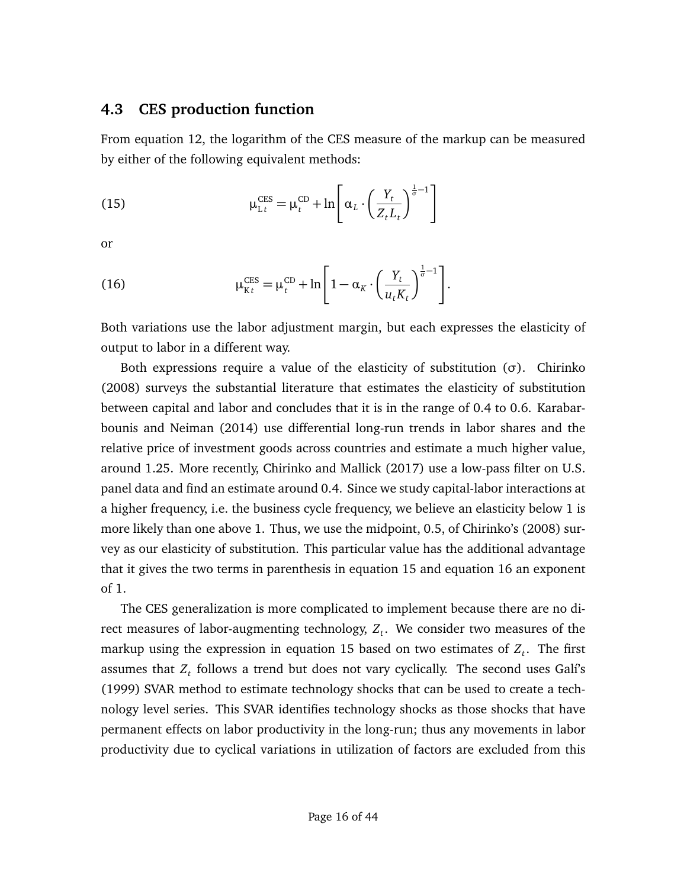### 4.3 CES production function

From equation 12, the logarithm of the CES measure of the markup can be measured by either of the following equivalent methods:

$$\mu_{\mathrm{L}t}^{\mathrm{CES}} = \mu_t^{\mathrm{CD}} + \ln\left[\alpha_L \cdot \left(\frac{Y_t}{Z_t L_t}\right)^{\frac{1}{\sigma}-1}\right] \tag{15}$$

or

$$\mu_{\mathrm{K}t}^{\mathrm{CES}} = \mu_t^{\mathrm{CD}} + \ln\left[1 - \alpha_K \cdot \left(\frac{Y_t}{u_t K_t}\right)^{\frac{1}{\sigma}-1}\right]. \tag{16}$$

Both variations use the labor adjustment margin, but each expresses the elasticity of output to labor in a different way.

Both expressions require a value of the elasticity of substitution ($\sigma$). Chirinko (2008) surveys the substantial literature that estimates the elasticity of substitution between capital and labor and concludes that it is in the range of 0.4 to 0.6. Karabarbounis and Neiman (2014) use differential long-run trends in labor shares and the relative price of investment goods across countries and estimate a much higher value, around 1.25. More recently, Chirinko and Mallick (2017) use a low-pass filter on U.S. panel data and find an estimate around 0.4. Since we study capital-labor interactions at a higher frequency, i.e. the business cycle frequency, we believe an elasticity below 1 is more likely than one above 1. Thus, we use the midpoint, 0.5, of Chirinko's (2008) survey as our elasticity of substitution. This particular value has the additional advantage that it gives the two terms in parenthesis in equation 15 and equation 16 an exponent of 1.

The CES generalization is more complicated to implement because there are no direct measures of labor-augmenting technology, $Z_t$. We consider two measures of the markup using the expression in equation 15 based on two estimates of $Z_t$. The first assumes that $Z_t$ follows a trend but does not vary cyclically. The second uses Galí's (1999) SVAR method to estimate technology shocks that can be used to create a technology level series. This SVAR identifies technology shocks as those shocks that have permanent effects on labor productivity in the long-run; thus any movements in labor productivity due to cyclical variations in utilization of factors are excluded from this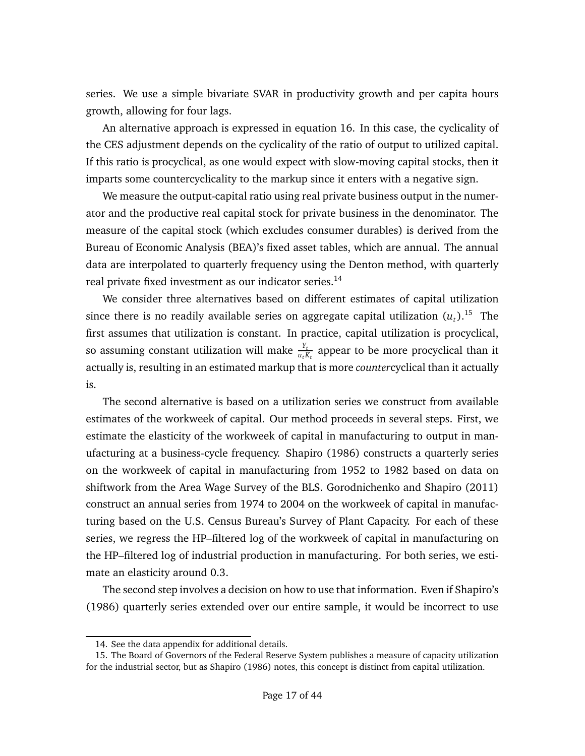series. We use a simple bivariate SVAR in productivity growth and per capita hours growth, allowing for four lags.

An alternative approach is expressed in equation 16. In this case, the cyclicality of the CES adjustment depends on the cyclicality of the ratio of output to utilized capital. If this ratio is procyclical, as one would expect with slow-moving capital stocks, then it imparts some countercyclicality to the markup since it enters with a negative sign.

We measure the output-capital ratio using real private business output in the numerator and the productive real capital stock for private business in the denominator. The measure of the capital stock (which excludes consumer durables) is derived from the Bureau of Economic Analysis (BEA)'s fixed asset tables, which are annual. The annual data are interpolated to quarterly frequency using the Denton method, with quarterly real private fixed investment as our indicator series.[14]

We consider three alternatives based on different estimates of capital utilization since there is no readily available series on aggregate capital utilization ($u_t$).[15] The first assumes that utilization is constant. In practice, capital utilization is procyclical, so assuming constant utilization will make $\frac{Y_t}{u_t K_t}$ appear to be more procyclical than it actually is, resulting in an estimated markup that is more *counter*cyclical than it actually is.

The second alternative is based on a utilization series we construct from available estimates of the workweek of capital. Our method proceeds in several steps. First, we estimate the elasticity of the workweek of capital in manufacturing to output in manufacturing at a business-cycle frequency. Shapiro (1986) constructs a quarterly series on the workweek of capital in manufacturing from 1952 to 1982 based on data on shiftwork from the Area Wage Survey of the BLS. Gorodnichenko and Shapiro (2011) construct an annual series from 1974 to 2004 on the workweek of capital in manufacturing based on the U.S. Census Bureau's Survey of Plant Capacity. For each of these series, we regress the HP–filtered log of the workweek of capital in manufacturing on the HP–filtered log of industrial production in manufacturing. For both series, we estimate an elasticity around 0.3.

The second step involves a decision on how to use that information. Even if Shapiro's (1986) quarterly series extended over our entire sample, it would be incorrect to use

14. See the data appendix for additional details.

15. The Board of Governors of the Federal Reserve System publishes a measure of capacity utilization for the industrial sector, but as Shapiro (1986) notes, this concept is distinct from capital utilization.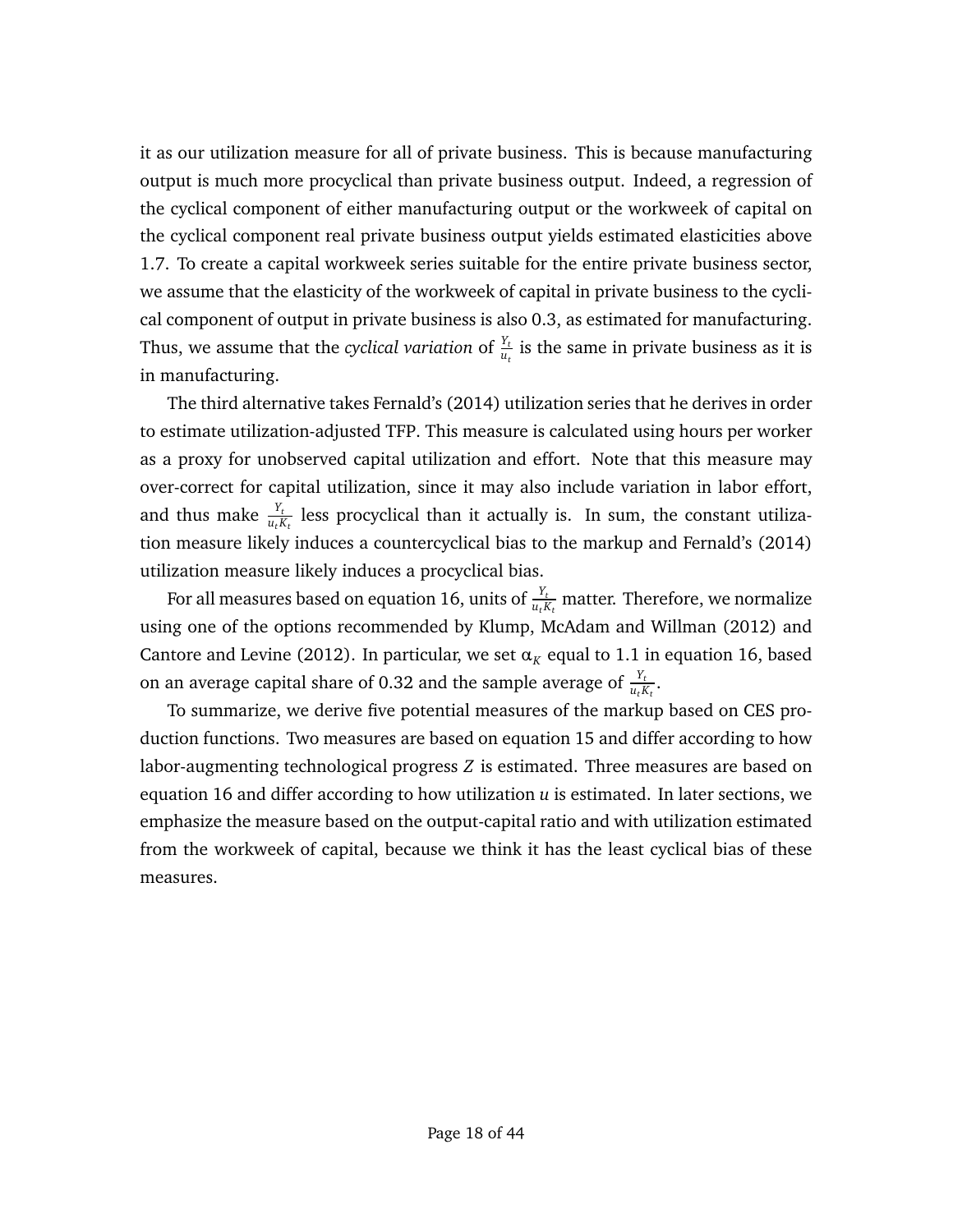it as our utilization measure for all of private business. This is because manufacturing output is much more procyclical than private business output. Indeed, a regression of the cyclical component of either manufacturing output or the workweek of capital on the cyclical component real private business output yields estimated elasticities above 1.7. To create a capital workweek series suitable for the entire private business sector, we assume that the elasticity of the workweek of capital in private business to the cyclical component of output in private business is also 0.3, as estimated for manufacturing. Thus, we assume that the *cyclical variation* of $\frac{Y_t}{u_t}$ is the same in private business as it is in manufacturing.

The third alternative takes Fernald's (2014) utilization series that he derives in order to estimate utilization-adjusted TFP. This measure is calculated using hours per worker as a proxy for unobserved capital utilization and effort. Note that this measure may over-correct for capital utilization, since it may also include variation in labor effort, and thus make $\frac{Y_t}{u_t K_t}$ less procyclical than it actually is. In sum, the constant utilization measure likely induces a countercyclical bias to the markup and Fernald's (2014) utilization measure likely induces a procyclical bias.

For all measures based on equation 16, units of $\frac{Y_t}{u_t K_t}$ matter. Therefore, we normalize using one of the options recommended by Klump, McAdam and Willman (2012) and Cantore and Levine (2012). In particular, we set $\alpha_K$ equal to 1.1 in equation 16, based on an average capital share of 0.32 and the sample average of $\frac{Y_t}{u_t K_t}$.

To summarize, we derive five potential measures of the markup based on CES production functions. Two measures are based on equation 15 and differ according to how labor-augmenting technological progress $Z$ is estimated. Three measures are based on equation 16 and differ according to how utilization $u$ is estimated. In later sections, we emphasize the measure based on the output-capital ratio and with utilization estimated from the workweek of capital, because we think it has the least cyclical bias of these measures.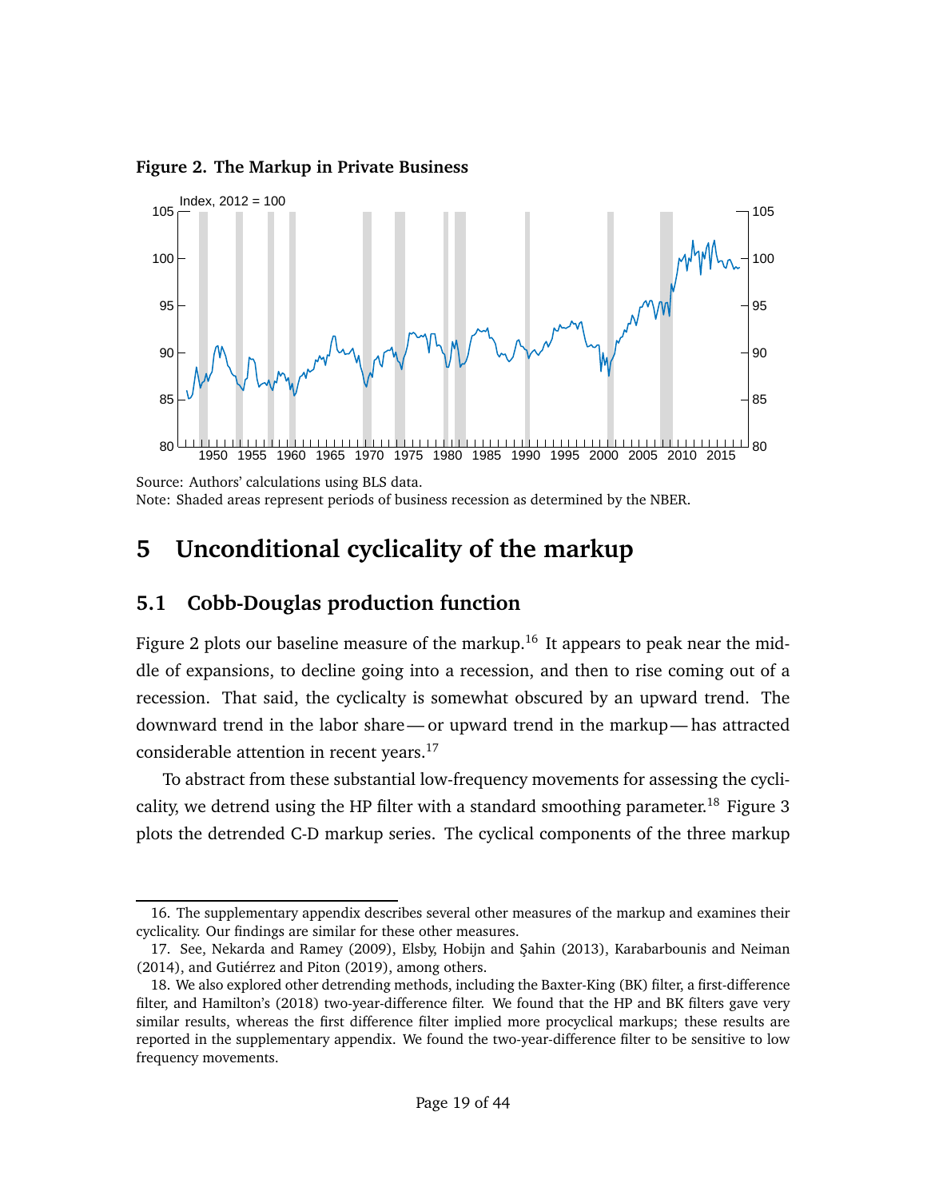**Figure 2. The Markup in Private Business**

Source: Authors' calculations using BLS data.
Note: Shaded areas represent periods of business recession as determined by the NBER.

# 5 Unconditional cyclicality of the markup

## 5.1 Cobb-Douglas production function

Figure 2 plots our baseline measure of the markup.[16] It appears to peak near the middle of expansions, to decline going into a recession, and then to rise coming out of a recession. That said, the cyclicalty is somewhat obscured by an upward trend. The downward trend in the labor share — or upward trend in the markup — has attracted considerable attention in recent years.[17]

To abstract from these substantial low-frequency movements for assessing the cyclicality, we detrend using the HP filter with a standard smoothing parameter.[18] Figure 3 plots the detrended C-D markup series. The cyclical components of the three markup

---

16. The supplementary appendix describes several other measures of the markup and examines their cyclicality. Our findings are similar for these other measures.

17. See, Nekarda and Ramey (2009), Elsby, Hobijn and Şahin (2013), Karabarbounis and Neiman (2014), and Gutiérrez and Piton (2019), among others.

18. We also explored other detrending methods, including the Baxter-King (BK) filter, a first-difference filter, and Hamilton's (2018) two-year-difference filter. We found that the HP and BK filters gave very similar results, whereas the first difference filter implied more procyclical markups; these results are reported in the supplementary appendix. We found the two-year-difference filter to be sensitive to low frequency movements.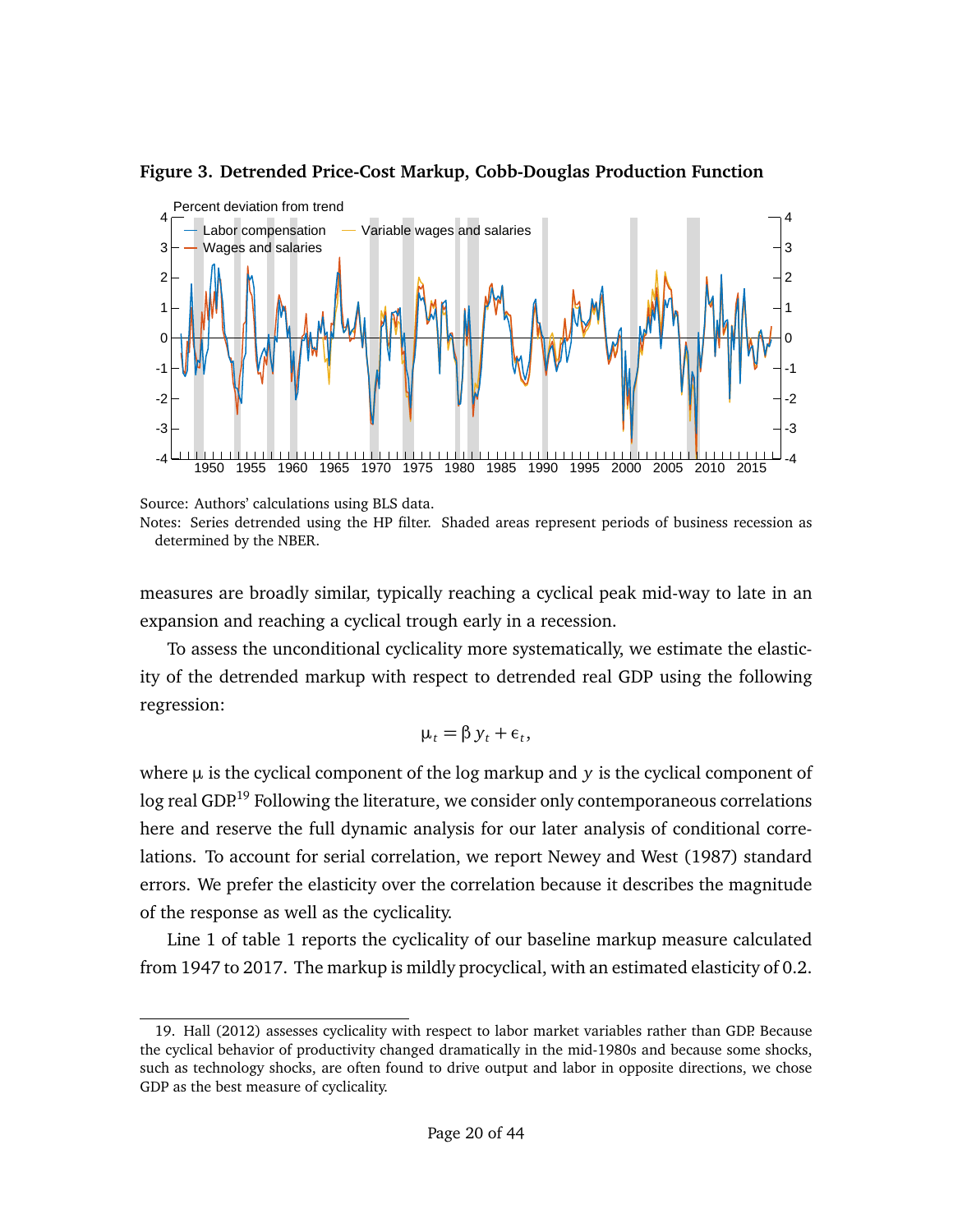**Figure 3. Detrended Price-Cost Markup, Cobb-Douglas Production Function**

Source: Authors' calculations using BLS data.

Notes: Series detrended using the HP filter. Shaded areas represent periods of business recession as determined by the NBER.

measures are broadly similar, typically reaching a cyclical peak mid-way to late in an expansion and reaching a cyclical trough early in a recession.

To assess the unconditional cyclicality more systematically, we estimate the elasticity of the detrended markup with respect to detrended real GDP using the following regression:

$$\mu_t = \beta y_t + \epsilon_t,$$

where $\mu$ is the cyclical component of the log markup and $y$ is the cyclical component of log real GDP.[19] Following the literature, we consider only contemporaneous correlations here and reserve the full dynamic analysis for our later analysis of conditional correlations. To account for serial correlation, we report Newey and West (1987) standard errors. We prefer the elasticity over the correlation because it describes the magnitude of the response as well as the cyclicality.

Line 1 of table 1 reports the cyclicality of our baseline markup measure calculated from 1947 to 2017. The markup is mildly procyclical, with an estimated elasticity of 0.2.

19. Hall (2012) assesses cyclicality with respect to labor market variables rather than GDP. Because the cyclical behavior of productivity changed dramatically in the mid-1980s and because some shocks, such as technology shocks, are often found to drive output and labor in opposite directions, we chose GDP as the best measure of cyclicality.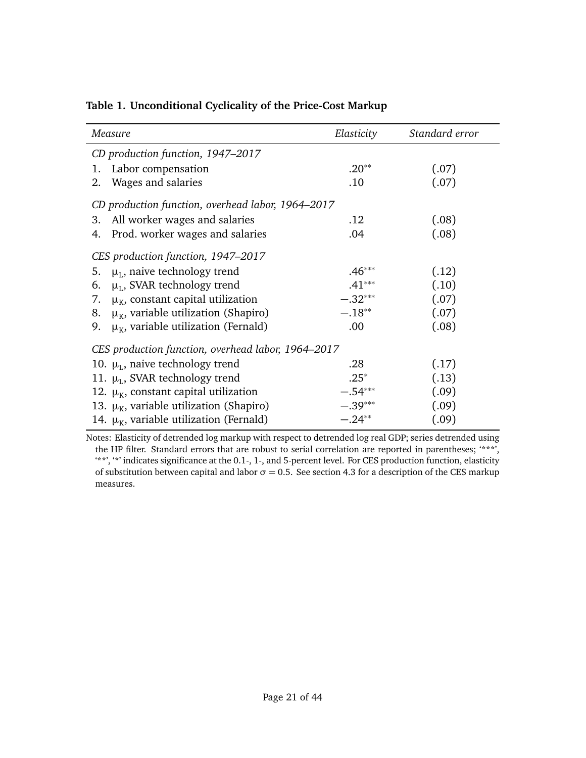**Table 1. Unconditional Cyclicality of the Price-Cost Markup**

| *Measure* | *Elasticity* | *Standard error* |
|---|---|---|
| *CD production function, 1947–2017* | | |
| 1. Labor compensation | .20** | (.07) |
| 2. Wages and salaries | .10 | (.07) |
| *CD production function, overhead labor, 1964–2017* | | |
| 3. All worker wages and salaries | .12 | (.08) |
| 4. Prod. worker wages and salaries | .04 | (.08) |
| *CES production function, 1947–2017* | | |
| 5. $\mu_L$, naive technology trend | .46*** | (.12) |
| 6. $\mu_L$, SVAR technology trend | .41*** | (.10) |
| 7. $\mu_K$, constant capital utilization | −.32*** | (.07) |
| 8. $\mu_K$, variable utilization (Shapiro) | −.18** | (.07) |
| 9. $\mu_K$, variable utilization (Fernald) | .00 | (.08) |
| *CES production function, overhead labor, 1964–2017* | | |
| 10. $\mu_L$, naive technology trend | .28 | (.17) |
| 11. $\mu_L$, SVAR technology trend | .25* | (.13) |
| 12. $\mu_K$, constant capital utilization | −.54*** | (.09) |
| 13. $\mu_K$, variable utilization (Shapiro) | −.39*** | (.09) |
| 14. $\mu_K$, variable utilization (Fernald) | −.24** | (.09) |

Notes: Elasticity of detrended log markup with respect to detrended log real GDP; series detrended using the HP filter. Standard errors that are robust to serial correlation are reported in parentheses; '***', '**', '*' indicates significance at the 0.1-, 1-, and 5-percent level. For CES production function, elasticity of substitution between capital and labor $\sigma = 0.5$. See section 4.3 for a description of the CES markup measures.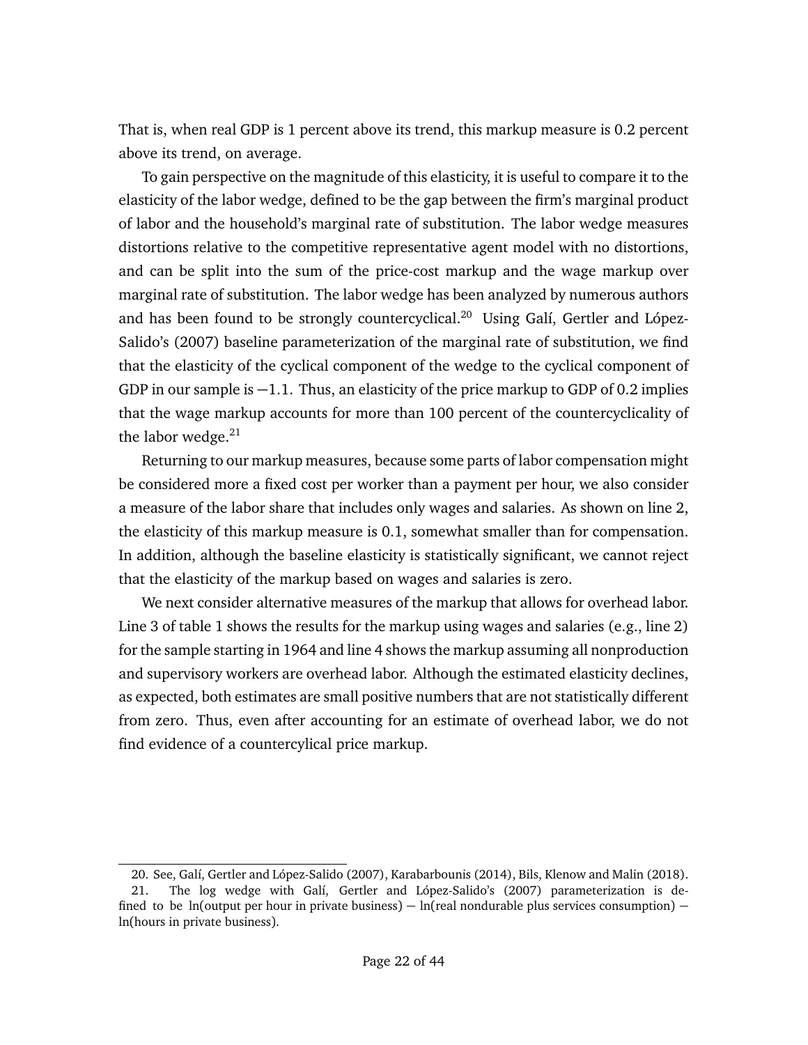That is, when real GDP is 1 percent above its trend, this markup measure is 0.2 percent above its trend, on average.

To gain perspective on the magnitude of this elasticity, it is useful to compare it to the elasticity of the labor wedge, defined to be the gap between the firm's marginal product of labor and the household's marginal rate of substitution. The labor wedge measures distortions relative to the competitive representative agent model with no distortions, and can be split into the sum of the price-cost markup and the wage markup over marginal rate of substitution. The labor wedge has been analyzed by numerous authors and has been found to be strongly countercyclical.[20] Using Galí, Gertler and López-Salido's (2007) baseline parameterization of the marginal rate of substitution, we find that the elasticity of the cyclical component of the wedge to the cyclical component of GDP in our sample is −1.1. Thus, an elasticity of the price markup to GDP of 0.2 implies that the wage markup accounts for more than 100 percent of the countercyclicality of the labor wedge.[21]

Returning to our markup measures, because some parts of labor compensation might be considered more a fixed cost per worker than a payment per hour, we also consider a measure of the labor share that includes only wages and salaries. As shown on line 2, the elasticity of this markup measure is 0.1, somewhat smaller than for compensation. In addition, although the baseline elasticity is statistically significant, we cannot reject that the elasticity of the markup based on wages and salaries is zero.

We next consider alternative measures of the markup that allows for overhead labor. Line 3 of table 1 shows the results for the markup using wages and salaries (e.g., line 2) for the sample starting in 1964 and line 4 shows the markup assuming all nonproduction and supervisory workers are overhead labor. Although the estimated elasticity declines, as expected, both estimates are small positive numbers that are not statistically different from zero. Thus, even after accounting for an estimate of overhead labor, we do not find evidence of a countercylical price markup.

---

20. See, Galí, Gertler and López-Salido (2007), Karabarbounis (2014), Bils, Klenow and Malin (2018).

21. The log wedge with Galí, Gertler and López-Salido's (2007) parameterization is defined to be ln(output per hour in private business) − ln(real nondurable plus services consumption) − ln(hours in private business).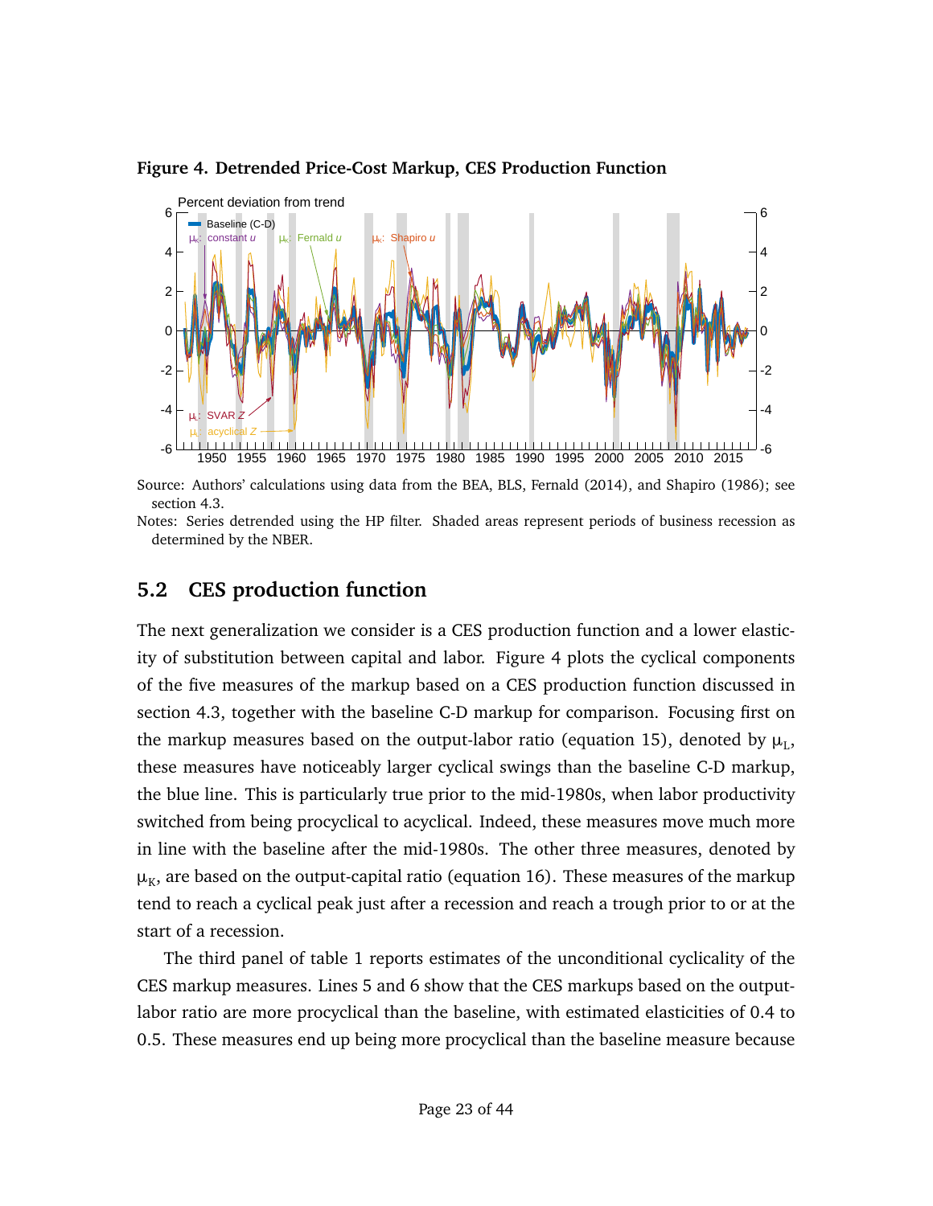**Figure 4. Detrended Price-Cost Markup, CES Production Function**

Source: Authors' calculations using data from the BEA, BLS, Fernald (2014), and Shapiro (1986); see section 4.3.

Notes: Series detrended using the HP filter. Shaded areas represent periods of business recession as determined by the NBER.

## 5.2 CES production function

The next generalization we consider is a CES production function and a lower elasticity of substitution between capital and labor. Figure 4 plots the cyclical components of the five measures of the markup based on a CES production function discussed in section 4.3, together with the baseline C-D markup for comparison. Focusing first on the markup measures based on the output-labor ratio (equation 15), denoted by $\mu_L$, these measures have noticeably larger cyclical swings than the baseline C-D markup, the blue line. This is particularly true prior to the mid-1980s, when labor productivity switched from being procyclical to acyclical. Indeed, these measures move much more in line with the baseline after the mid-1980s. The other three measures, denoted by $\mu_K$, are based on the output-capital ratio (equation 16). These measures of the markup tend to reach a cyclical peak just after a recession and reach a trough prior to or at the start of a recession.

The third panel of table 1 reports estimates of the unconditional cyclicality of the CES markup measures. Lines 5 and 6 show that the CES markups based on the output-labor ratio are more procyclical than the baseline, with estimated elasticities of 0.4 to 0.5. These measures end up being more procyclical than the baseline measure because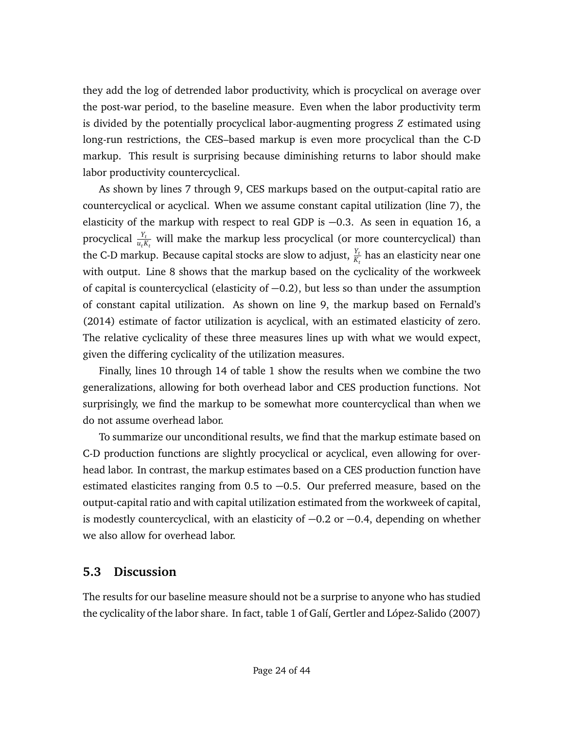they add the log of detrended labor productivity, which is procyclical on average over the post-war period, to the baseline measure. Even when the labor productivity term is divided by the potentially procyclical labor-augmenting progress $Z$ estimated using long-run restrictions, the CES–based markup is even more procyclical than the C-D markup. This result is surprising because diminishing returns to labor should make labor productivity countercyclical.

As shown by lines 7 through 9, CES markups based on the output-capital ratio are countercyclical or acyclical. When we assume constant capital utilization (line 7), the elasticity of the markup with respect to real GDP is −0.3. As seen in equation 16, a procyclical $\frac{Y_t}{u_t K_t}$ will make the markup less procyclical (or more countercyclical) than the C-D markup. Because capital stocks are slow to adjust, $\frac{Y_t}{K_t}$ has an elasticity near one with output. Line 8 shows that the markup based on the cyclicality of the workweek of capital is countercyclical (elasticity of −0.2), but less so than under the assumption of constant capital utilization. As shown on line 9, the markup based on Fernald's (2014) estimate of factor utilization is acyclical, with an estimated elasticity of zero. The relative cyclicality of these three measures lines up with what we would expect, given the differing cyclicality of the utilization measures.

Finally, lines 10 through 14 of table 1 show the results when we combine the two generalizations, allowing for both overhead labor and CES production functions. Not surprisingly, we find the markup to be somewhat more countercyclical than when we do not assume overhead labor.

To summarize our unconditional results, we find that the markup estimate based on C-D production functions are slightly procyclical or acyclical, even allowing for overhead labor. In contrast, the markup estimates based on a CES production function have estimated elasticites ranging from 0.5 to −0.5. Our preferred measure, based on the output-capital ratio and with capital utilization estimated from the workweek of capital, is modestly countercyclical, with an elasticity of −0.2 or −0.4, depending on whether we also allow for overhead labor.

## 5.3 Discussion

The results for our baseline measure should not be a surprise to anyone who has studied the cyclicality of the labor share. In fact, table 1 of Galí, Gertler and López-Salido (2007)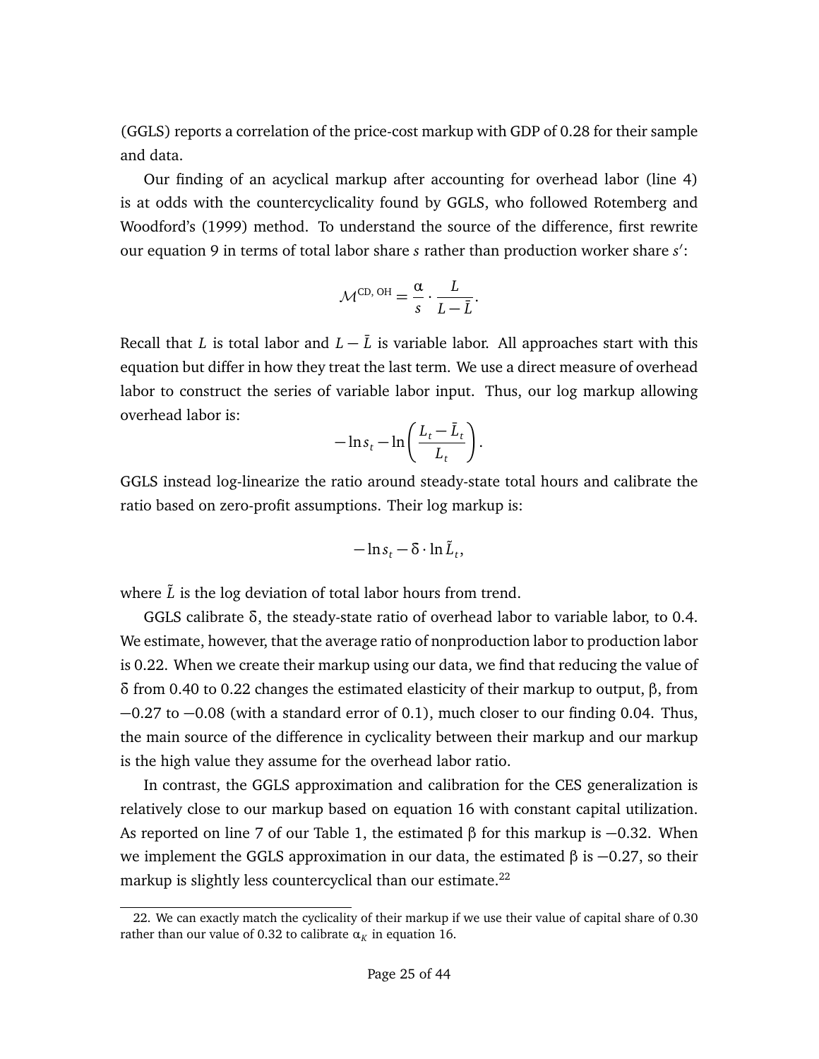(GGLS) reports a correlation of the price-cost markup with GDP of 0.28 for their sample and data.

Our finding of an acyclical markup after accounting for overhead labor (line 4) is at odds with the countercyclicality found by GGLS, who followed Rotemberg and Woodford's (1999) method. To understand the source of the difference, first rewrite our equation 9 in terms of total labor share $s$ rather than production worker share $s'$:

$$\mathcal{M}^{\text{CD, OH}} = \frac{\alpha}{s} \cdot \frac{L}{L - \bar{L}}.$$

Recall that $L$ is total labor and $L - \bar{L}$ is variable labor. All approaches start with this equation but differ in how they treat the last term. We use a direct measure of overhead labor to construct the series of variable labor input. Thus, our log markup allowing overhead labor is:

$$-\ln s_t - \ln\left(\frac{L_t - \bar{L}_t}{L_t}\right).$$

GGLS instead log-linearize the ratio around steady-state total hours and calibrate the ratio based on zero-profit assumptions. Their log markup is:

$$-\ln s_t - \delta \cdot \ln \tilde{L}_t,$$

where $\tilde{L}$ is the log deviation of total labor hours from trend.

GGLS calibrate $\delta$, the steady-state ratio of overhead labor to variable labor, to 0.4. We estimate, however, that the average ratio of nonproduction labor to production labor is 0.22. When we create their markup using our data, we find that reducing the value of $\delta$ from 0.40 to 0.22 changes the estimated elasticity of their markup to output, $\beta$, from $-0.27$ to $-0.08$ (with a standard error of 0.1), much closer to our finding 0.04. Thus, the main source of the difference in cyclicality between their markup and our markup is the high value they assume for the overhead labor ratio.

In contrast, the GGLS approximation and calibration for the CES generalization is relatively close to our markup based on equation 16 with constant capital utilization. As reported on line 7 of our Table 1, the estimated $\beta$ for this markup is $-0.32$. When we implement the GGLS approximation in our data, the estimated $\beta$ is $-0.27$, so their markup is slightly less countercyclical than our estimate.[22]

22. We can exactly match the cyclicality of their markup if we use their value of capital share of 0.30 rather than our value of 0.32 to calibrate $\alpha_K$ in equation 16.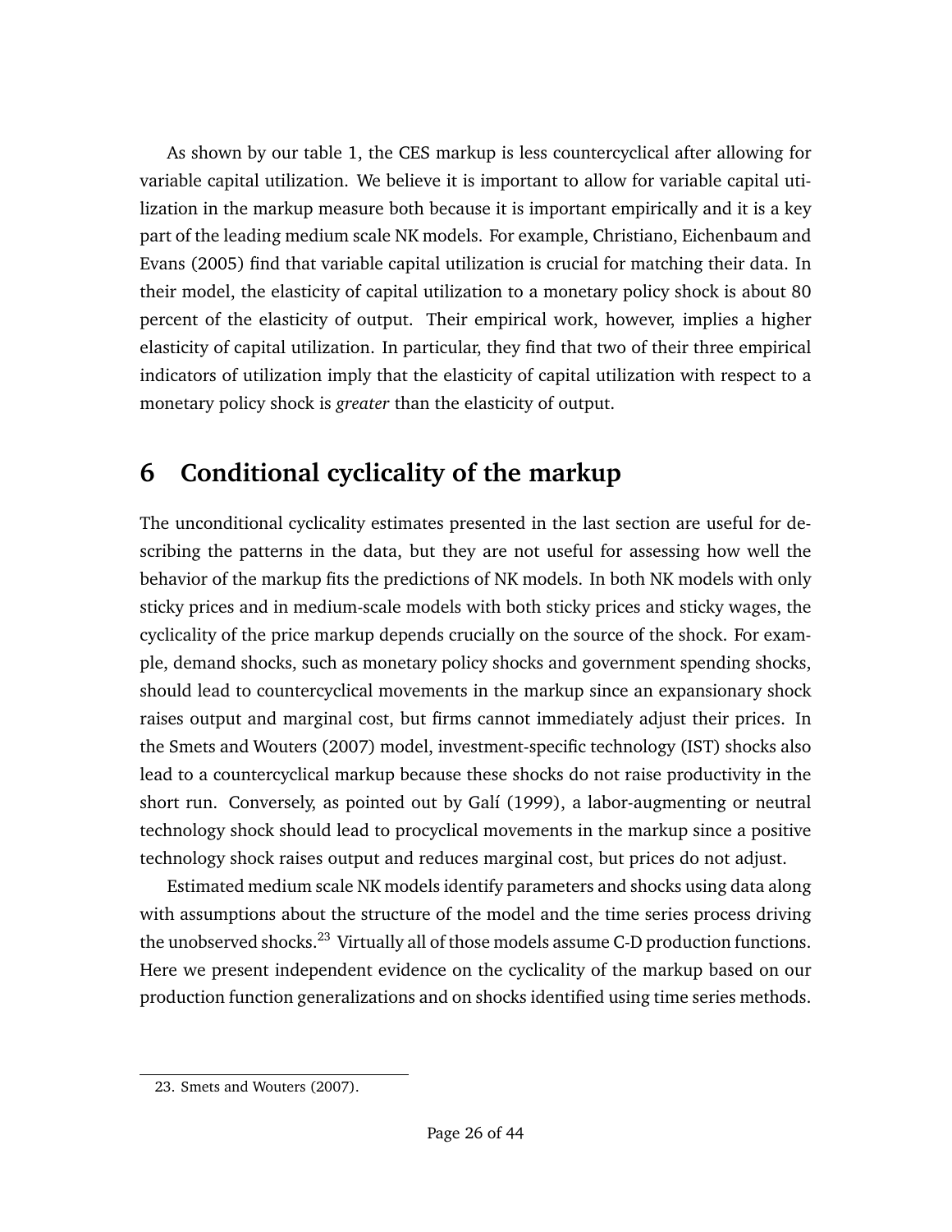As shown by our table 1, the CES markup is less countercyclical after allowing for variable capital utilization. We believe it is important to allow for variable capital utilization in the markup measure both because it is important empirically and it is a key part of the leading medium scale NK models. For example, Christiano, Eichenbaum and Evans (2005) find that variable capital utilization is crucial for matching their data. In their model, the elasticity of capital utilization to a monetary policy shock is about 80 percent of the elasticity of output. Their empirical work, however, implies a higher elasticity of capital utilization. In particular, they find that two of their three empirical indicators of utilization imply that the elasticity of capital utilization with respect to a monetary policy shock is *greater* than the elasticity of output.

# 6 Conditional cyclicality of the markup

The unconditional cyclicality estimates presented in the last section are useful for describing the patterns in the data, but they are not useful for assessing how well the behavior of the markup fits the predictions of NK models. In both NK models with only sticky prices and in medium-scale models with both sticky prices and sticky wages, the cyclicality of the price markup depends crucially on the source of the shock. For example, demand shocks, such as monetary policy shocks and government spending shocks, should lead to countercyclical movements in the markup since an expansionary shock raises output and marginal cost, but firms cannot immediately adjust their prices. In the Smets and Wouters (2007) model, investment-specific technology (IST) shocks also lead to a countercyclical markup because these shocks do not raise productivity in the short run. Conversely, as pointed out by Galí (1999), a labor-augmenting or neutral technology shock should lead to procyclical movements in the markup since a positive technology shock raises output and reduces marginal cost, but prices do not adjust.

Estimated medium scale NK models identify parameters and shocks using data along with assumptions about the structure of the model and the time series process driving the unobserved shocks.[23] Virtually all of those models assume C-D production functions. Here we present independent evidence on the cyclicality of the markup based on our production function generalizations and on shocks identified using time series methods.

23. Smets and Wouters (2007).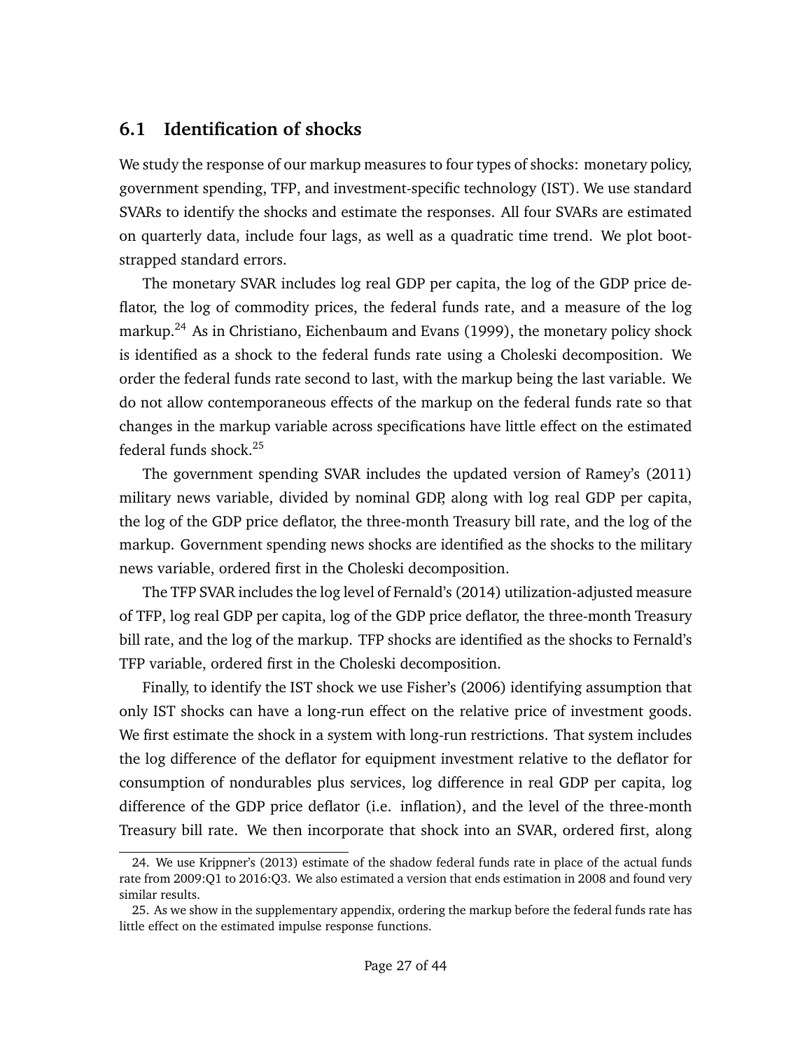## 6.1 Identification of shocks

We study the response of our markup measures to four types of shocks: monetary policy, government spending, TFP, and investment-specific technology (IST). We use standard SVARs to identify the shocks and estimate the responses. All four SVARs are estimated on quarterly data, include four lags, as well as a quadratic time trend. We plot bootstrapped standard errors.

The monetary SVAR includes log real GDP per capita, the log of the GDP price deflator, the log of commodity prices, the federal funds rate, and a measure of the log markup.[24] As in Christiano, Eichenbaum and Evans (1999), the monetary policy shock is identified as a shock to the federal funds rate using a Choleski decomposition. We order the federal funds rate second to last, with the markup being the last variable. We do not allow contemporaneous effects of the markup on the federal funds rate so that changes in the markup variable across specifications have little effect on the estimated federal funds shock.[25]

The government spending SVAR includes the updated version of Ramey's (2011) military news variable, divided by nominal GDP, along with log real GDP per capita, the log of the GDP price deflator, the three-month Treasury bill rate, and the log of the markup. Government spending news shocks are identified as the shocks to the military news variable, ordered first in the Choleski decomposition.

The TFP SVAR includes the log level of Fernald's (2014) utilization-adjusted measure of TFP, log real GDP per capita, log of the GDP price deflator, the three-month Treasury bill rate, and the log of the markup. TFP shocks are identified as the shocks to Fernald's TFP variable, ordered first in the Choleski decomposition.

Finally, to identify the IST shock we use Fisher's (2006) identifying assumption that only IST shocks can have a long-run effect on the relative price of investment goods. We first estimate the shock in a system with long-run restrictions. That system includes the log difference of the deflator for equipment investment relative to the deflator for consumption of nondurables plus services, log difference in real GDP per capita, log difference of the GDP price deflator (i.e. inflation), and the level of the three-month Treasury bill rate. We then incorporate that shock into an SVAR, ordered first, along

24. We use Krippner's (2013) estimate of the shadow federal funds rate in place of the actual funds rate from 2009:Q1 to 2016:Q3. We also estimated a version that ends estimation in 2008 and found very similar results.

25. As we show in the supplementary appendix, ordering the markup before the federal funds rate has little effect on the estimated impulse response functions.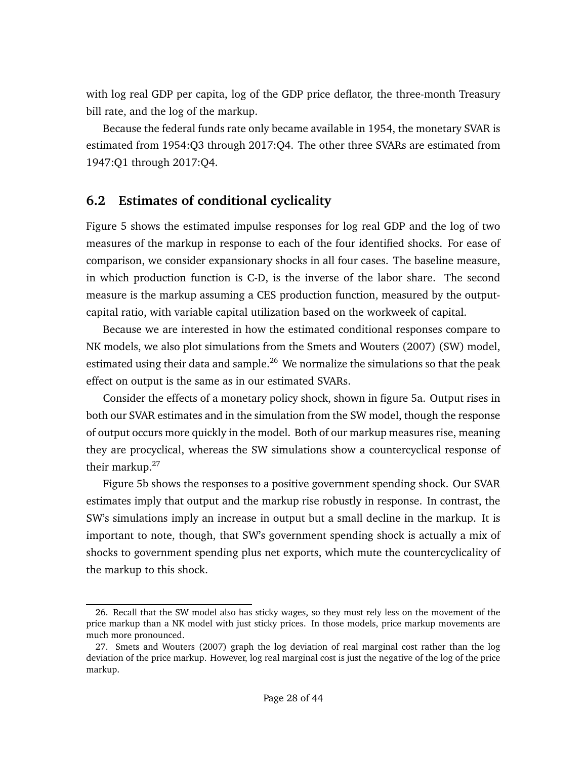with log real GDP per capita, log of the GDP price deflator, the three-month Treasury bill rate, and the log of the markup.

Because the federal funds rate only became available in 1954, the monetary SVAR is estimated from 1954:Q3 through 2017:Q4. The other three SVARs are estimated from 1947:Q1 through 2017:Q4.

## 6.2 Estimates of conditional cyclicality

Figure 5 shows the estimated impulse responses for log real GDP and the log of two measures of the markup in response to each of the four identified shocks. For ease of comparison, we consider expansionary shocks in all four cases. The baseline measure, in which production function is C-D, is the inverse of the labor share. The second measure is the markup assuming a CES production function, measured by the output-capital ratio, with variable capital utilization based on the workweek of capital.

Because we are interested in how the estimated conditional responses compare to NK models, we also plot simulations from the Smets and Wouters (2007) (SW) model, estimated using their data and sample.[26] We normalize the simulations so that the peak effect on output is the same as in our estimated SVARs.

Consider the effects of a monetary policy shock, shown in figure 5a. Output rises in both our SVAR estimates and in the simulation from the SW model, though the response of output occurs more quickly in the model. Both of our markup measures rise, meaning they are procyclical, whereas the SW simulations show a countercyclical response of their markup.[27]

Figure 5b shows the responses to a positive government spending shock. Our SVAR estimates imply that output and the markup rise robustly in response. In contrast, the SW's simulations imply an increase in output but a small decline in the markup. It is important to note, though, that SW's government spending shock is actually a mix of shocks to government spending plus net exports, which mute the countercyclicality of the markup to this shock.

26. Recall that the SW model also has sticky wages, so they must rely less on the movement of the price markup than a NK model with just sticky prices. In those models, price markup movements are much more pronounced.

27. Smets and Wouters (2007) graph the log deviation of real marginal cost rather than the log deviation of the price markup. However, log real marginal cost is just the negative of the log of the price markup.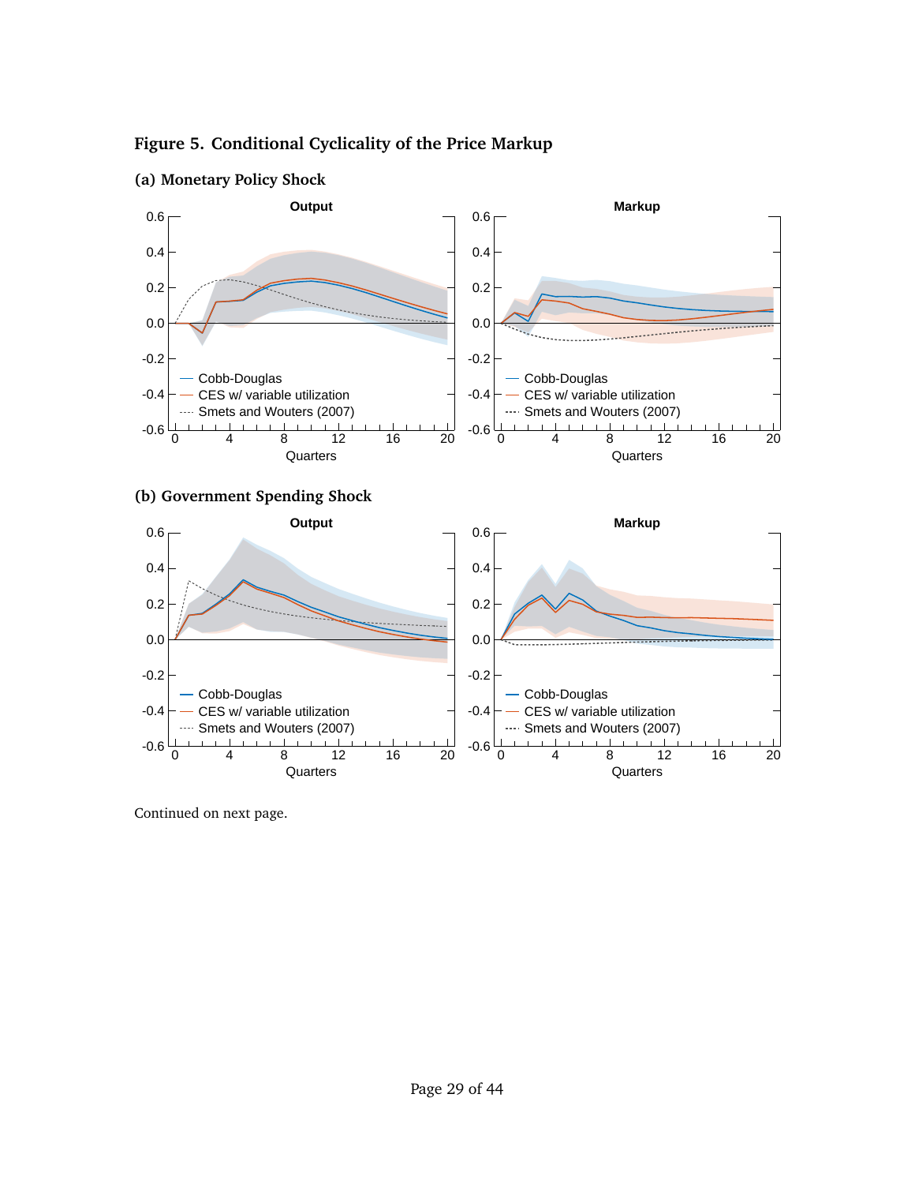**Figure 5. Conditional Cyclicality of the Price Markup**

**(a) Monetary Policy Shock**

**(b) Government Spending Shock**

Continued on next page.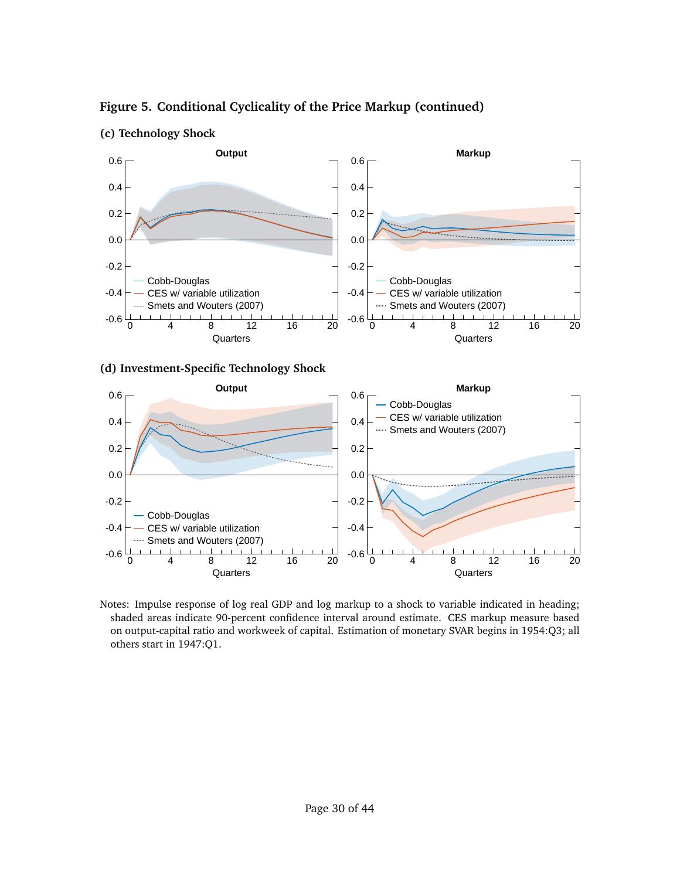**Figure 5. Conditional Cyclicality of the Price Markup (continued)**

**(c) Technology Shock**

**(d) Investment-Specific Technology Shock**

Notes: Impulse response of log real GDP and log markup to a shock to variable indicated in heading; shaded areas indicate 90-percent confidence interval around estimate. CES markup measure based on output-capital ratio and workweek of capital. Estimation of monetary SVAR begins in 1954:Q3; all others start in 1947:Q1.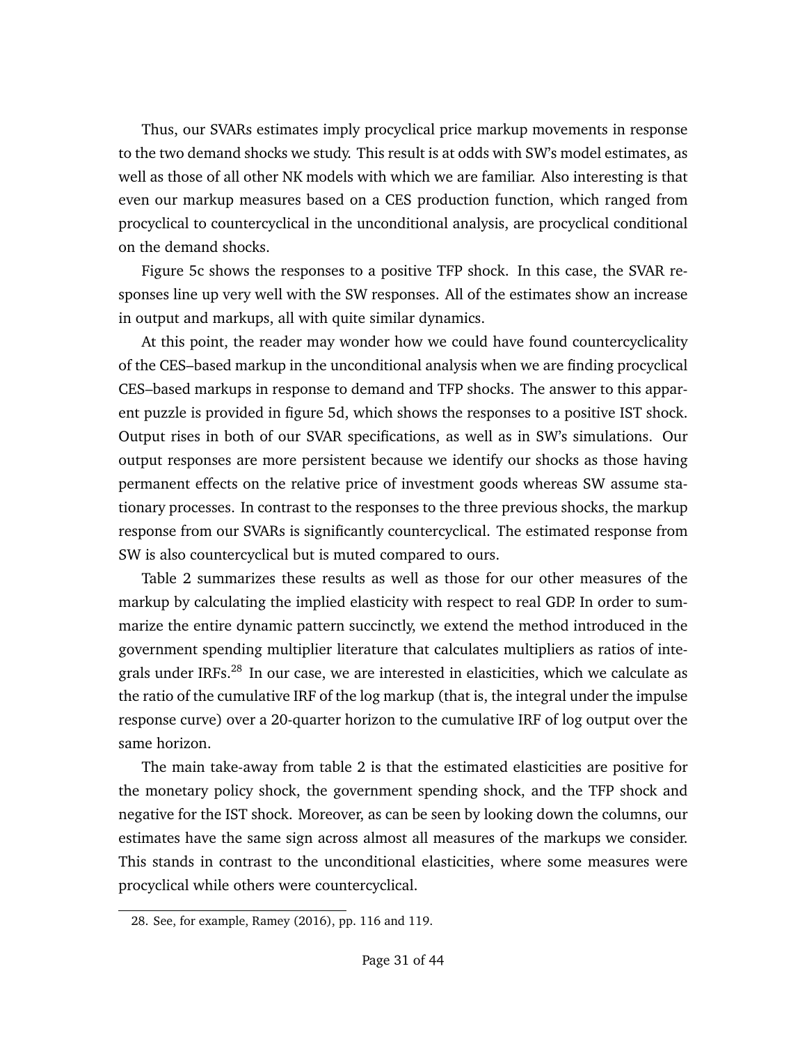Thus, our SVARs estimates imply procyclical price markup movements in response to the two demand shocks we study. This result is at odds with SW's model estimates, as well as those of all other NK models with which we are familiar. Also interesting is that even our markup measures based on a CES production function, which ranged from procyclical to countercyclical in the unconditional analysis, are procyclical conditional on the demand shocks.

Figure 5c shows the responses to a positive TFP shock. In this case, the SVAR responses line up very well with the SW responses. All of the estimates show an increase in output and markups, all with quite similar dynamics.

At this point, the reader may wonder how we could have found countercyclicality of the CES–based markup in the unconditional analysis when we are finding procyclical CES–based markups in response to demand and TFP shocks. The answer to this apparent puzzle is provided in figure 5d, which shows the responses to a positive IST shock. Output rises in both of our SVAR specifications, as well as in SW's simulations. Our output responses are more persistent because we identify our shocks as those having permanent effects on the relative price of investment goods whereas SW assume stationary processes. In contrast to the responses to the three previous shocks, the markup response from our SVARs is significantly countercyclical. The estimated response from SW is also countercyclical but is muted compared to ours.

Table 2 summarizes these results as well as those for our other measures of the markup by calculating the implied elasticity with respect to real GDP. In order to summarize the entire dynamic pattern succinctly, we extend the method introduced in the government spending multiplier literature that calculates multipliers as ratios of integrals under IRFs.[28] In our case, we are interested in elasticities, which we calculate as the ratio of the cumulative IRF of the log markup (that is, the integral under the impulse response curve) over a 20-quarter horizon to the cumulative IRF of log output over the same horizon.

The main take-away from table 2 is that the estimated elasticities are positive for the monetary policy shock, the government spending shock, and the TFP shock and negative for the IST shock. Moreover, as can be seen by looking down the columns, our estimates have the same sign across almost all measures of the markups we consider. This stands in contrast to the unconditional elasticities, where some measures were procyclical while others were countercyclical.

28. See, for example, Ramey (2016), pp. 116 and 119.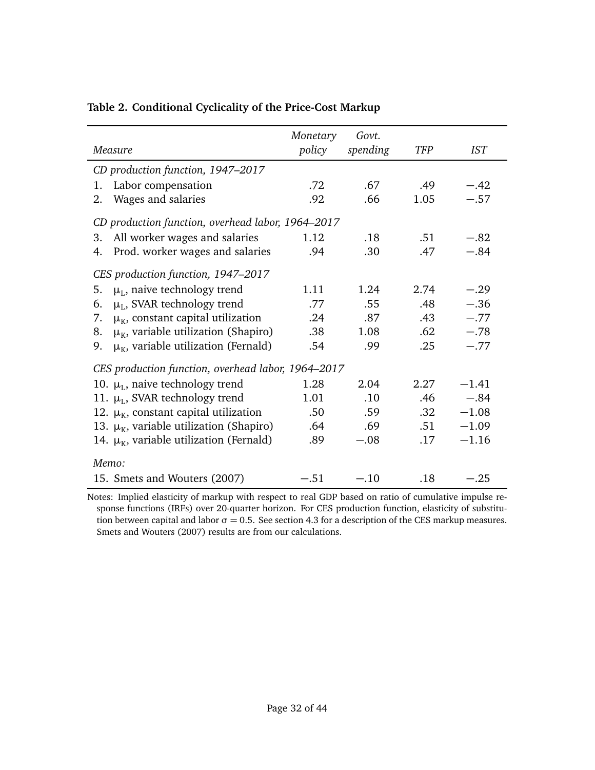**Table 2. Conditional Cyclicality of the Price-Cost Markup**

| *Measure* | *Monetary policy* | *Govt. spending* | *TFP* | *IST* |
|---|---|---|---|---|
| *CD production function, 1947–2017* | | | | |
| 1. Labor compensation | .72 | .67 | .49 | −.42 |
| 2. Wages and salaries | .92 | .66 | 1.05 | −.57 |
| *CD production function, overhead labor, 1964–2017* | | | | |
| 3. All worker wages and salaries | 1.12 | .18 | .51 | −.82 |
| 4. Prod. worker wages and salaries | .94 | .30 | .47 | −.84 |
| *CES production function, 1947–2017* | | | | |
| 5. $\mu_L$, naive technology trend | 1.11 | 1.24 | 2.74 | −.29 |
| 6. $\mu_L$, SVAR technology trend | .77 | .55 | .48 | −.36 |
| 7. $\mu_K$, constant capital utilization | .24 | .87 | .43 | −.77 |
| 8. $\mu_K$, variable utilization (Shapiro) | .38 | 1.08 | .62 | −.78 |
| 9. $\mu_K$, variable utilization (Fernald) | .54 | .99 | .25 | −.77 |
| *CES production function, overhead labor, 1964–2017* | | | | |
| 10. $\mu_L$, naive technology trend | 1.28 | 2.04 | 2.27 | −1.41 |
| 11. $\mu_L$, SVAR technology trend | 1.01 | .10 | .46 | −.84 |
| 12. $\mu_K$, constant capital utilization | .50 | .59 | .32 | −1.08 |
| 13. $\mu_K$, variable utilization (Shapiro) | .64 | .69 | .51 | −1.09 |
| 14. $\mu_K$, variable utilization (Fernald) | .89 | −.08 | .17 | −1.16 |
| *Memo:* | | | | |
| 15. Smets and Wouters (2007) | −.51 | −.10 | .18 | −.25 |

Notes: Implied elasticity of markup with respect to real GDP based on ratio of cumulative impulse response functions (IRFs) over 20-quarter horizon. For CES production function, elasticity of substitution between capital and labor $\sigma = 0.5$. See section 4.3 for a description of the CES markup measures. Smets and Wouters (2007) results are from our calculations.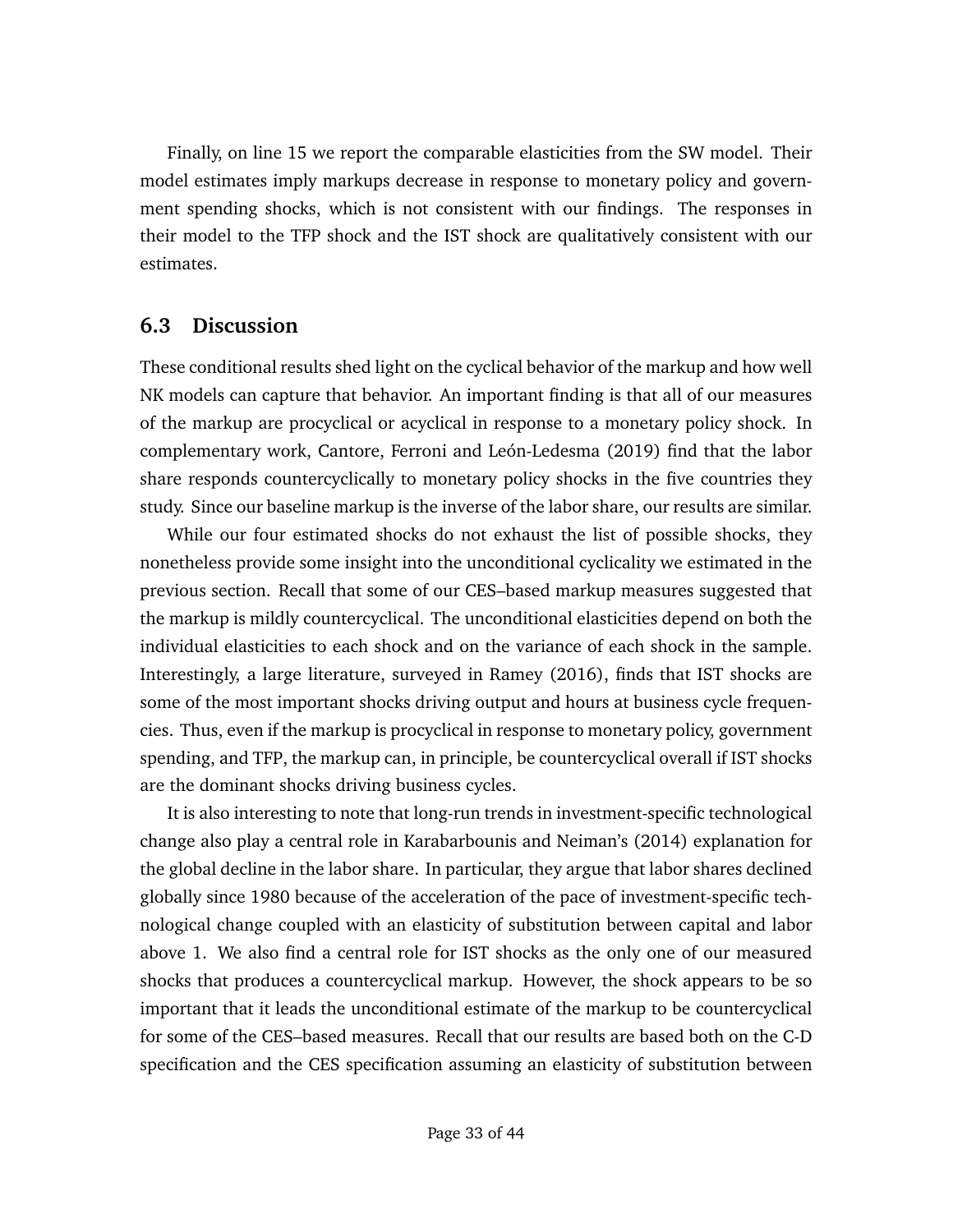Finally, on line 15 we report the comparable elasticities from the SW model. Their model estimates imply markups decrease in response to monetary policy and government spending shocks, which is not consistent with our findings. The responses in their model to the TFP shock and the IST shock are qualitatively consistent with our estimates.

### 6.3 Discussion

These conditional results shed light on the cyclical behavior of the markup and how well NK models can capture that behavior. An important finding is that all of our measures of the markup are procyclical or acyclical in response to a monetary policy shock. In complementary work, Cantore, Ferroni and León-Ledesma (2019) find that the labor share responds countercyclically to monetary policy shocks in the five countries they study. Since our baseline markup is the inverse of the labor share, our results are similar.

While our four estimated shocks do not exhaust the list of possible shocks, they nonetheless provide some insight into the unconditional cyclicality we estimated in the previous section. Recall that some of our CES–based markup measures suggested that the markup is mildly countercyclical. The unconditional elasticities depend on both the individual elasticities to each shock and on the variance of each shock in the sample. Interestingly, a large literature, surveyed in Ramey (2016), finds that IST shocks are some of the most important shocks driving output and hours at business cycle frequencies. Thus, even if the markup is procyclical in response to monetary policy, government spending, and TFP, the markup can, in principle, be countercyclical overall if IST shocks are the dominant shocks driving business cycles.

It is also interesting to note that long-run trends in investment-specific technological change also play a central role in Karabarbounis and Neiman's (2014) explanation for the global decline in the labor share. In particular, they argue that labor shares declined globally since 1980 because of the acceleration of the pace of investment-specific technological change coupled with an elasticity of substitution between capital and labor above 1. We also find a central role for IST shocks as the only one of our measured shocks that produces a countercyclical markup. However, the shock appears to be so important that it leads the unconditional estimate of the markup to be countercyclical for some of the CES–based measures. Recall that our results are based both on the C-D specification and the CES specification assuming an elasticity of substitution between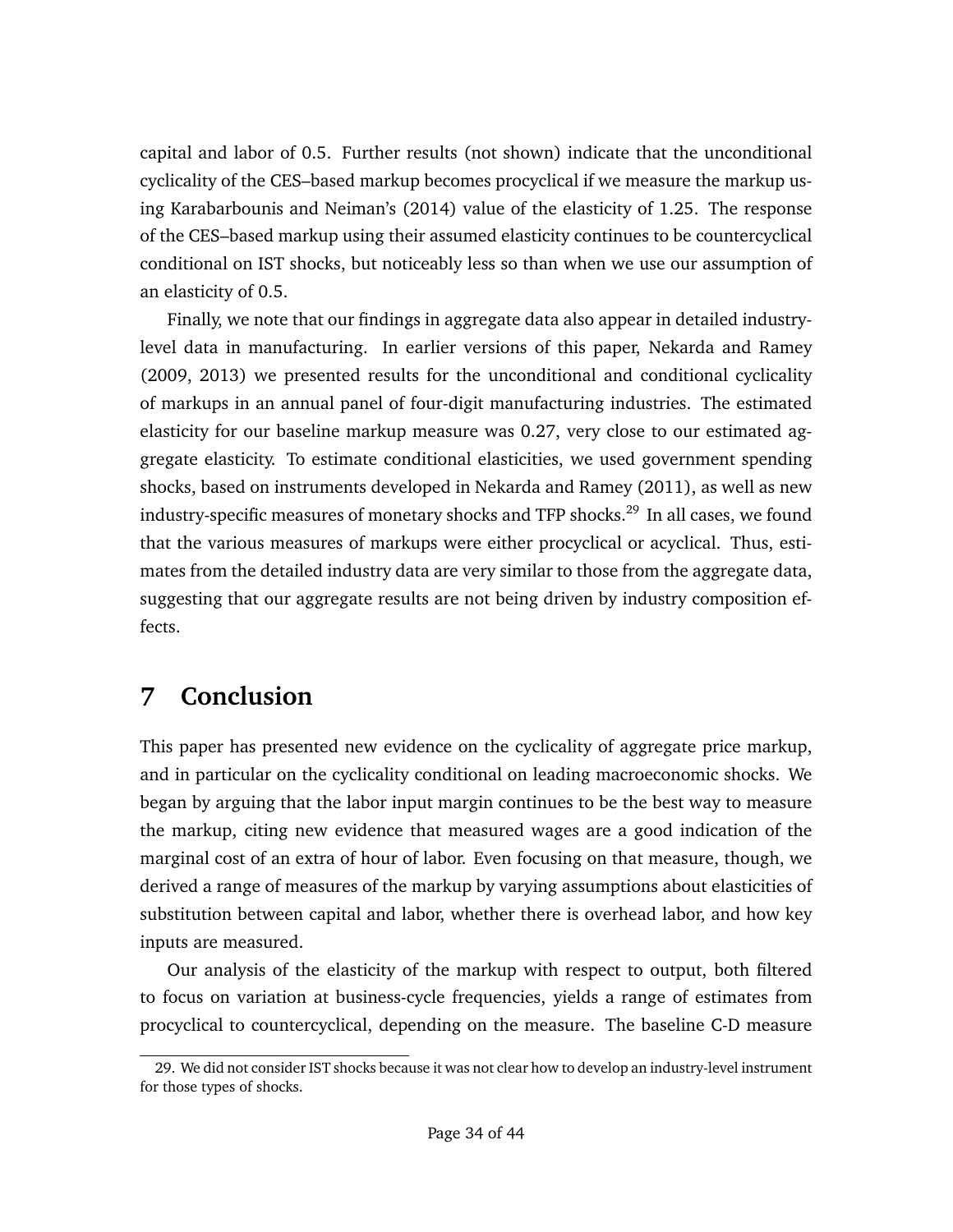capital and labor of 0.5. Further results (not shown) indicate that the unconditional cyclicality of the CES–based markup becomes procyclical if we measure the markup using Karabarbounis and Neiman's (2014) value of the elasticity of 1.25. The response of the CES–based markup using their assumed elasticity continues to be countercyclical conditional on IST shocks, but noticeably less so than when we use our assumption of an elasticity of 0.5.

Finally, we note that our findings in aggregate data also appear in detailed industry-level data in manufacturing. In earlier versions of this paper, Nekarda and Ramey (2009, 2013) we presented results for the unconditional and conditional cyclicality of markups in an annual panel of four-digit manufacturing industries. The estimated elasticity for our baseline markup measure was 0.27, very close to our estimated aggregate elasticity. To estimate conditional elasticities, we used government spending shocks, based on instruments developed in Nekarda and Ramey (2011), as well as new industry-specific measures of monetary shocks and TFP shocks.[29] In all cases, we found that the various measures of markups were either procyclical or acyclical. Thus, estimates from the detailed industry data are very similar to those from the aggregate data, suggesting that our aggregate results are not being driven by industry composition effects.

# 7 Conclusion

This paper has presented new evidence on the cyclicality of aggregate price markup, and in particular on the cyclicality conditional on leading macroeconomic shocks. We began by arguing that the labor input margin continues to be the best way to measure the markup, citing new evidence that measured wages are a good indication of the marginal cost of an extra of hour of labor. Even focusing on that measure, though, we derived a range of measures of the markup by varying assumptions about elasticities of substitution between capital and labor, whether there is overhead labor, and how key inputs are measured.

Our analysis of the elasticity of the markup with respect to output, both filtered to focus on variation at business-cycle frequencies, yields a range of estimates from procyclical to countercyclical, depending on the measure. The baseline C-D measure

29. We did not consider IST shocks because it was not clear how to develop an industry-level instrument for those types of shocks.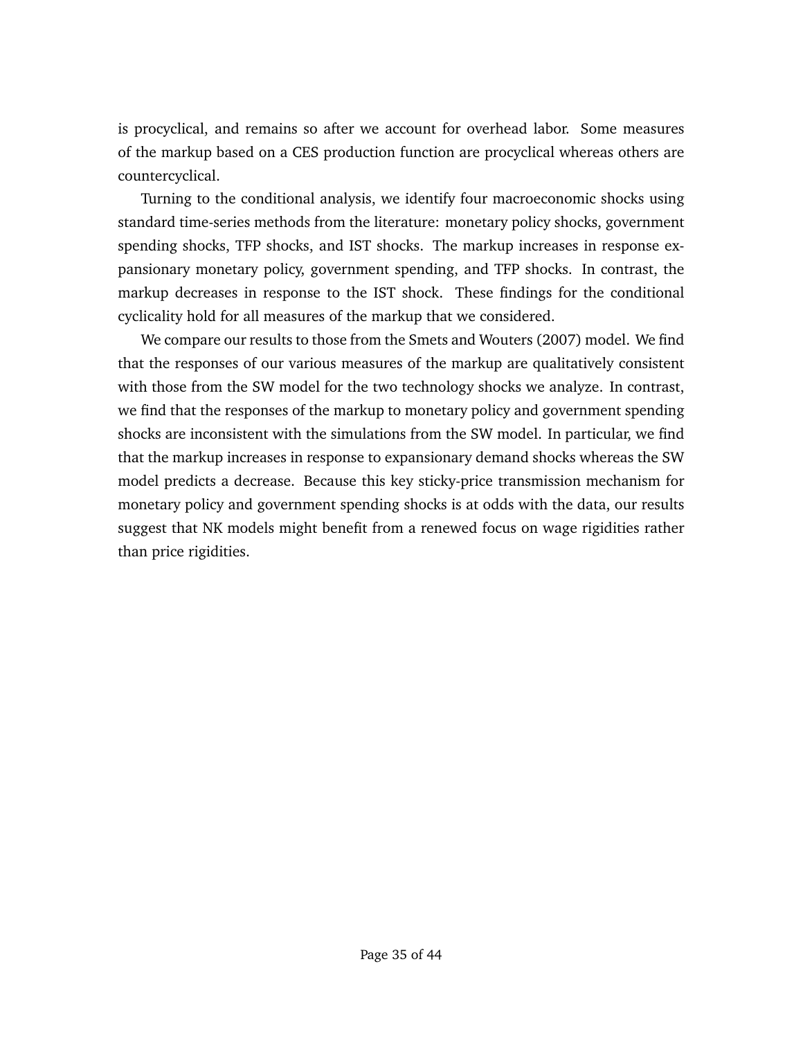is procyclical, and remains so after we account for overhead labor. Some measures of the markup based on a CES production function are procyclical whereas others are countercyclical.

Turning to the conditional analysis, we identify four macroeconomic shocks using standard time-series methods from the literature: monetary policy shocks, government spending shocks, TFP shocks, and IST shocks. The markup increases in response expansionary monetary policy, government spending, and TFP shocks. In contrast, the markup decreases in response to the IST shock. These findings for the conditional cyclicality hold for all measures of the markup that we considered.

We compare our results to those from the Smets and Wouters (2007) model. We find that the responses of our various measures of the markup are qualitatively consistent with those from the SW model for the two technology shocks we analyze. In contrast, we find that the responses of the markup to monetary policy and government spending shocks are inconsistent with the simulations from the SW model. In particular, we find that the markup increases in response to expansionary demand shocks whereas the SW model predicts a decrease. Because this key sticky-price transmission mechanism for monetary policy and government spending shocks is at odds with the data, our results suggest that NK models might benefit from a renewed focus on wage rigidities rather than price rigidities.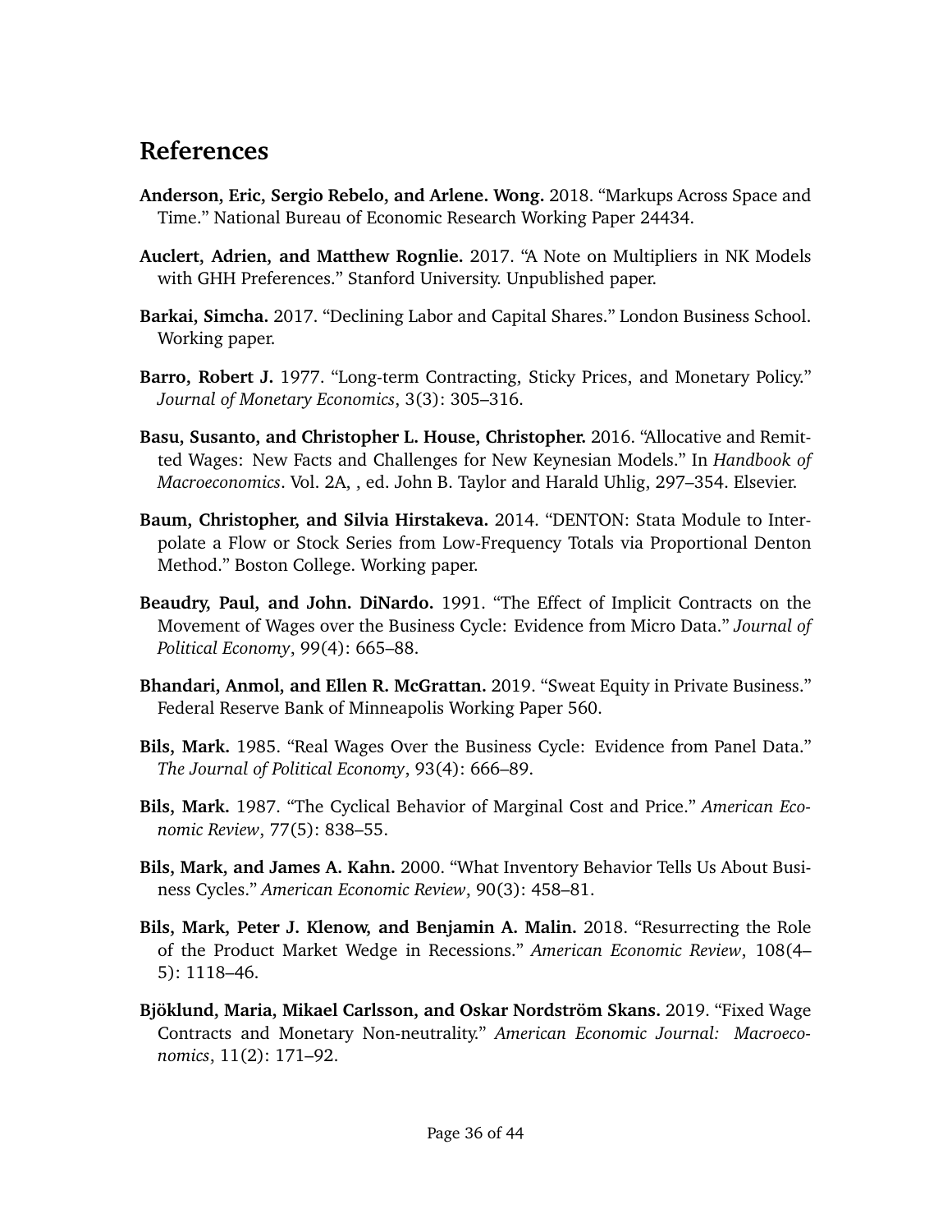## References

**Anderson, Eric, Sergio Rebelo, and Arlene. Wong.** 2018. "Markups Across Space and Time." National Bureau of Economic Research Working Paper 24434.

**Auclert, Adrien, and Matthew Rognlie.** 2017. "A Note on Multipliers in NK Models with GHH Preferences." Stanford University. Unpublished paper.

**Barkai, Simcha.** 2017. "Declining Labor and Capital Shares." London Business School. Working paper.

**Barro, Robert J.** 1977. "Long-term Contracting, Sticky Prices, and Monetary Policy." *Journal of Monetary Economics*, 3(3): 305–316.

**Basu, Susanto, and Christopher L. House, Christopher.** 2016. "Allocative and Remitted Wages: New Facts and Challenges for New Keynesian Models." In *Handbook of Macroeconomics*. Vol. 2A, , ed. John B. Taylor and Harald Uhlig, 297–354. Elsevier.

**Baum, Christopher, and Silvia Hirstakeva.** 2014. "DENTON: Stata Module to Interpolate a Flow or Stock Series from Low-Frequency Totals via Proportional Denton Method." Boston College. Working paper.

**Beaudry, Paul, and John. DiNardo.** 1991. "The Effect of Implicit Contracts on the Movement of Wages over the Business Cycle: Evidence from Micro Data." *Journal of Political Economy*, 99(4): 665–88.

**Bhandari, Anmol, and Ellen R. McGrattan.** 2019. "Sweat Equity in Private Business." Federal Reserve Bank of Minneapolis Working Paper 560.

**Bils, Mark.** 1985. "Real Wages Over the Business Cycle: Evidence from Panel Data." *The Journal of Political Economy*, 93(4): 666–89.

**Bils, Mark.** 1987. "The Cyclical Behavior of Marginal Cost and Price." *American Economic Review*, 77(5): 838–55.

**Bils, Mark, and James A. Kahn.** 2000. "What Inventory Behavior Tells Us About Business Cycles." *American Economic Review*, 90(3): 458–81.

**Bils, Mark, Peter J. Klenow, and Benjamin A. Malin.** 2018. "Resurrecting the Role of the Product Market Wedge in Recessions." *American Economic Review*, 108(4–5): 1118–46.

**Bjöklund, Maria, Mikael Carlsson, and Oskar Nordström Skans.** 2019. "Fixed Wage Contracts and Monetary Non-neutrality." *American Economic Journal: Macroeconomics*, 11(2): 171–92.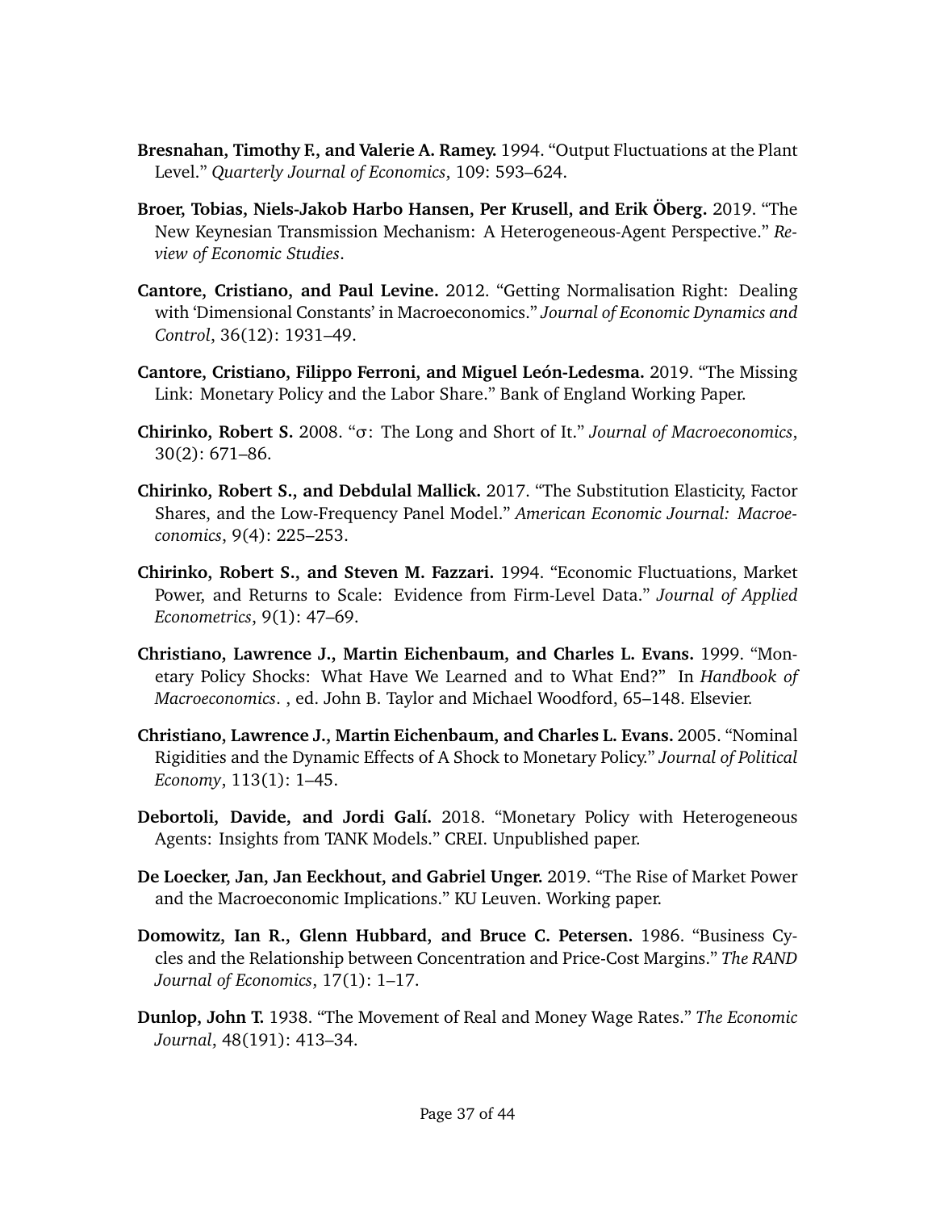**Bresnahan, Timothy F., and Valerie A. Ramey.** 1994. "Output Fluctuations at the Plant Level." *Quarterly Journal of Economics*, 109: 593–624.

**Broer, Tobias, Niels-Jakob Harbo Hansen, Per Krusell, and Erik Öberg.** 2019. "The New Keynesian Transmission Mechanism: A Heterogeneous-Agent Perspective." *Review of Economic Studies*.

**Cantore, Cristiano, and Paul Levine.** 2012. "Getting Normalisation Right: Dealing with 'Dimensional Constants' in Macroeconomics." *Journal of Economic Dynamics and Control*, 36(12): 1931–49.

**Cantore, Cristiano, Filippo Ferroni, and Miguel León-Ledesma.** 2019. "The Missing Link: Monetary Policy and the Labor Share." Bank of England Working Paper.

**Chirinko, Robert S.** 2008. "σ: The Long and Short of It." *Journal of Macroeconomics*, 30(2): 671–86.

**Chirinko, Robert S., and Debdulal Mallick.** 2017. "The Substitution Elasticity, Factor Shares, and the Low-Frequency Panel Model." *American Economic Journal: Macroeconomics*, 9(4): 225–253.

**Chirinko, Robert S., and Steven M. Fazzari.** 1994. "Economic Fluctuations, Market Power, and Returns to Scale: Evidence from Firm-Level Data." *Journal of Applied Econometrics*, 9(1): 47–69.

**Christiano, Lawrence J., Martin Eichenbaum, and Charles L. Evans.** 1999. "Monetary Policy Shocks: What Have We Learned and to What End?" In *Handbook of Macroeconomics*. , ed. John B. Taylor and Michael Woodford, 65–148. Elsevier.

**Christiano, Lawrence J., Martin Eichenbaum, and Charles L. Evans.** 2005. "Nominal Rigidities and the Dynamic Effects of A Shock to Monetary Policy." *Journal of Political Economy*, 113(1): 1–45.

**Debortoli, Davide, and Jordi Galí.** 2018. "Monetary Policy with Heterogeneous Agents: Insights from TANK Models." CREI. Unpublished paper.

**De Loecker, Jan, Jan Eeckhout, and Gabriel Unger.** 2019. "The Rise of Market Power and the Macroeconomic Implications." KU Leuven. Working paper.

**Domowitz, Ian R., Glenn Hubbard, and Bruce C. Petersen.** 1986. "Business Cycles and the Relationship between Concentration and Price-Cost Margins." *The RAND Journal of Economics*, 17(1): 1–17.

**Dunlop, John T.** 1938. "The Movement of Real and Money Wage Rates." *The Economic Journal*, 48(191): 413–34.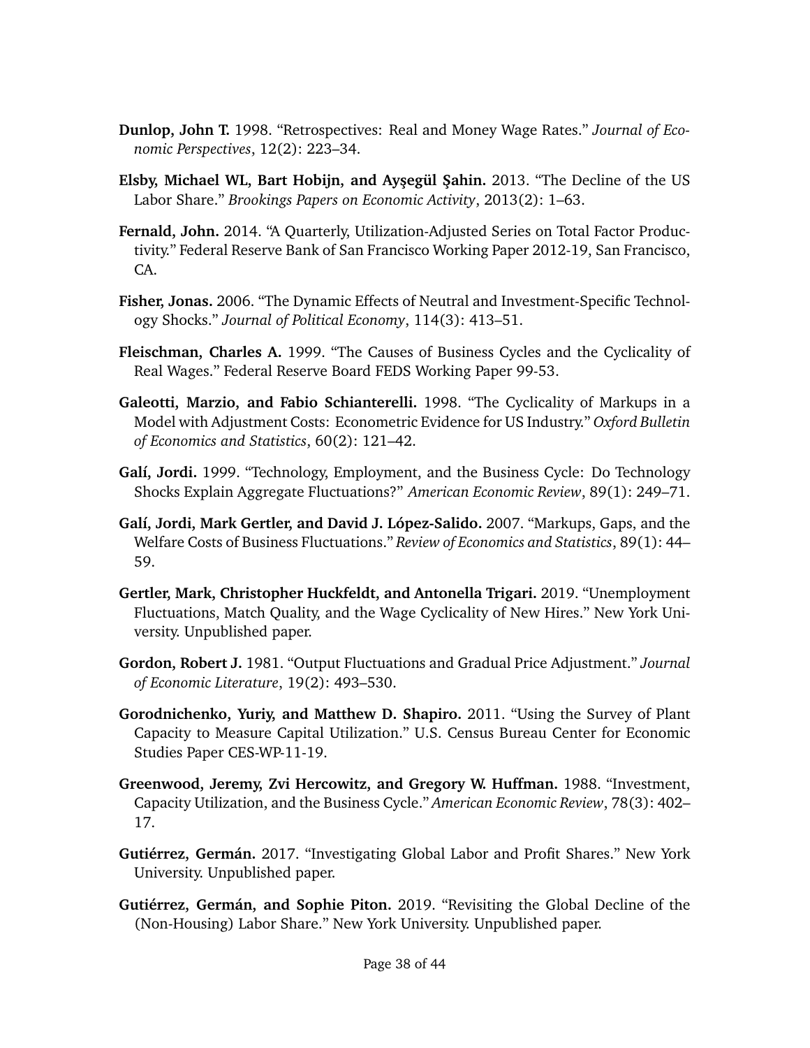**Dunlop, John T.** 1998. "Retrospectives: Real and Money Wage Rates." *Journal of Economic Perspectives*, 12(2): 223–34.

**Elsby, Michael WL, Bart Hobijn, and Ayşegül Şahin.** 2013. "The Decline of the US Labor Share." *Brookings Papers on Economic Activity*, 2013(2): 1–63.

**Fernald, John.** 2014. "A Quarterly, Utilization-Adjusted Series on Total Factor Productivity." Federal Reserve Bank of San Francisco Working Paper 2012-19, San Francisco, CA.

**Fisher, Jonas.** 2006. "The Dynamic Effects of Neutral and Investment-Specific Technology Shocks." *Journal of Political Economy*, 114(3): 413–51.

**Fleischman, Charles A.** 1999. "The Causes of Business Cycles and the Cyclicality of Real Wages." Federal Reserve Board FEDS Working Paper 99-53.

**Galeotti, Marzio, and Fabio Schianterelli.** 1998. "The Cyclicality of Markups in a Model with Adjustment Costs: Econometric Evidence for US Industry." *Oxford Bulletin of Economics and Statistics*, 60(2): 121–42.

**Galí, Jordi.** 1999. "Technology, Employment, and the Business Cycle: Do Technology Shocks Explain Aggregate Fluctuations?" *American Economic Review*, 89(1): 249–71.

**Galí, Jordi, Mark Gertler, and David J. López-Salido.** 2007. "Markups, Gaps, and the Welfare Costs of Business Fluctuations." *Review of Economics and Statistics*, 89(1): 44–59.

**Gertler, Mark, Christopher Huckfeldt, and Antonella Trigari.** 2019. "Unemployment Fluctuations, Match Quality, and the Wage Cyclicality of New Hires." New York University. Unpublished paper.

**Gordon, Robert J.** 1981. "Output Fluctuations and Gradual Price Adjustment." *Journal of Economic Literature*, 19(2): 493–530.

**Gorodnichenko, Yuriy, and Matthew D. Shapiro.** 2011. "Using the Survey of Plant Capacity to Measure Capital Utilization." U.S. Census Bureau Center for Economic Studies Paper CES-WP-11-19.

**Greenwood, Jeremy, Zvi Hercowitz, and Gregory W. Huffman.** 1988. "Investment, Capacity Utilization, and the Business Cycle." *American Economic Review*, 78(3): 402–17.

**Gutiérrez, Germán.** 2017. "Investigating Global Labor and Profit Shares." New York University. Unpublished paper.

**Gutiérrez, Germán, and Sophie Piton.** 2019. "Revisiting the Global Decline of the (Non-Housing) Labor Share." New York University. Unpublished paper.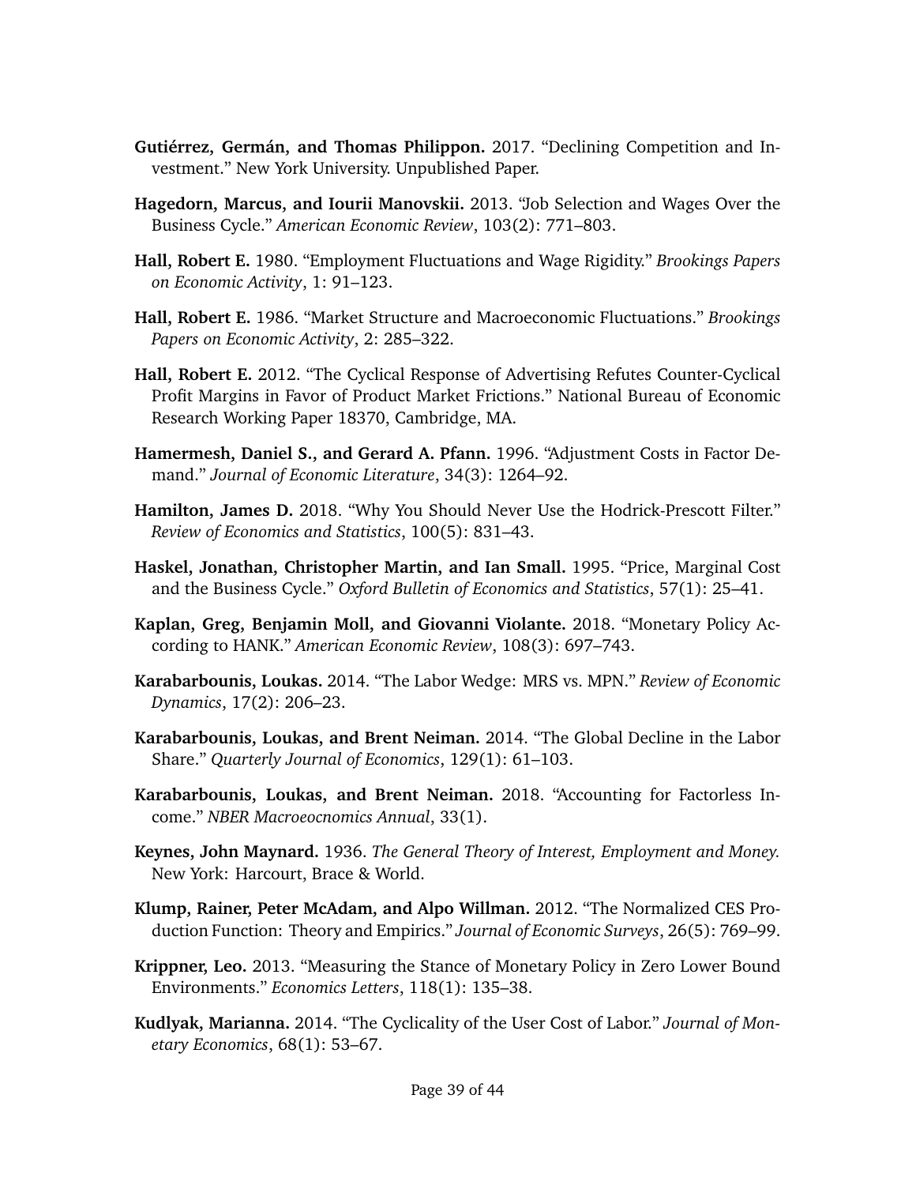**Gutiérrez, Germán, and Thomas Philippon.** 2017. "Declining Competition and Investment." New York University. Unpublished Paper.

**Hagedorn, Marcus, and Iourii Manovskii.** 2013. "Job Selection and Wages Over the Business Cycle." *American Economic Review*, 103(2): 771–803.

**Hall, Robert E.** 1980. "Employment Fluctuations and Wage Rigidity." *Brookings Papers on Economic Activity*, 1: 91–123.

**Hall, Robert E.** 1986. "Market Structure and Macroeconomic Fluctuations." *Brookings Papers on Economic Activity*, 2: 285–322.

**Hall, Robert E.** 2012. "The Cyclical Response of Advertising Refutes Counter-Cyclical Profit Margins in Favor of Product Market Frictions." National Bureau of Economic Research Working Paper 18370, Cambridge, MA.

**Hamermesh, Daniel S., and Gerard A. Pfann.** 1996. "Adjustment Costs in Factor Demand." *Journal of Economic Literature*, 34(3): 1264–92.

**Hamilton, James D.** 2018. "Why You Should Never Use the Hodrick-Prescott Filter." *Review of Economics and Statistics*, 100(5): 831–43.

**Haskel, Jonathan, Christopher Martin, and Ian Small.** 1995. "Price, Marginal Cost and the Business Cycle." *Oxford Bulletin of Economics and Statistics*, 57(1): 25–41.

**Kaplan, Greg, Benjamin Moll, and Giovanni Violante.** 2018. "Monetary Policy According to HANK." *American Economic Review*, 108(3): 697–743.

**Karabarbounis, Loukas.** 2014. "The Labor Wedge: MRS vs. MPN." *Review of Economic Dynamics*, 17(2): 206–23.

**Karabarbounis, Loukas, and Brent Neiman.** 2014. "The Global Decline in the Labor Share." *Quarterly Journal of Economics*, 129(1): 61–103.

**Karabarbounis, Loukas, and Brent Neiman.** 2018. "Accounting for Factorless Income." *NBER Macroeocnomics Annual*, 33(1).

**Keynes, John Maynard.** 1936. *The General Theory of Interest, Employment and Money.* New York: Harcourt, Brace & World.

**Klump, Rainer, Peter McAdam, and Alpo Willman.** 2012. "The Normalized CES Production Function: Theory and Empirics." *Journal of Economic Surveys*, 26(5): 769–99.

**Krippner, Leo.** 2013. "Measuring the Stance of Monetary Policy in Zero Lower Bound Environments." *Economics Letters*, 118(1): 135–38.

**Kudlyak, Marianna.** 2014. "The Cyclicality of the User Cost of Labor." *Journal of Monetary Economics*, 68(1): 53–67.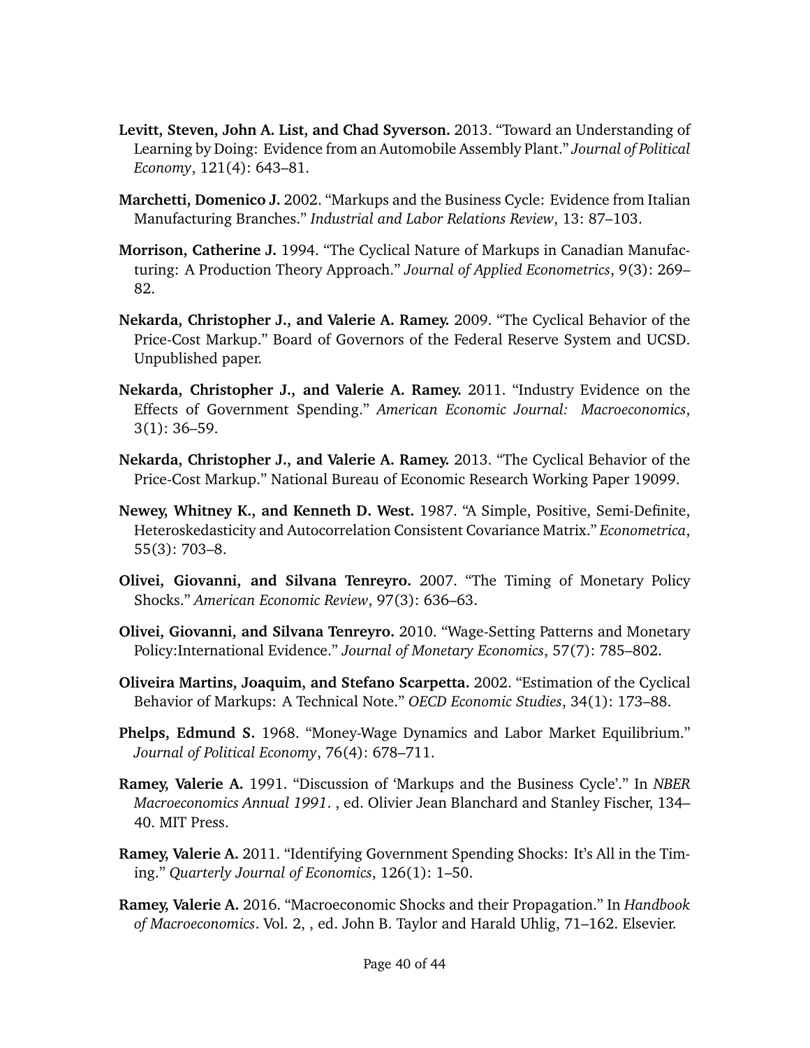**Levitt, Steven, John A. List, and Chad Syverson.** 2013. "Toward an Understanding of Learning by Doing: Evidence from an Automobile Assembly Plant." *Journal of Political Economy*, 121(4): 643–81.

**Marchetti, Domenico J.** 2002. "Markups and the Business Cycle: Evidence from Italian Manufacturing Branches." *Industrial and Labor Relations Review*, 13: 87–103.

**Morrison, Catherine J.** 1994. "The Cyclical Nature of Markups in Canadian Manufacturing: A Production Theory Approach." *Journal of Applied Econometrics*, 9(3): 269–82.

**Nekarda, Christopher J., and Valerie A. Ramey.** 2009. "The Cyclical Behavior of the Price-Cost Markup." Board of Governors of the Federal Reserve System and UCSD. Unpublished paper.

**Nekarda, Christopher J., and Valerie A. Ramey.** 2011. "Industry Evidence on the Effects of Government Spending." *American Economic Journal: Macroeconomics*, 3(1): 36–59.

**Nekarda, Christopher J., and Valerie A. Ramey.** 2013. "The Cyclical Behavior of the Price-Cost Markup." National Bureau of Economic Research Working Paper 19099.

**Newey, Whitney K., and Kenneth D. West.** 1987. "A Simple, Positive, Semi-Definite, Heteroskedasticity and Autocorrelation Consistent Covariance Matrix." *Econometrica*, 55(3): 703–8.

**Olivei, Giovanni, and Silvana Tenreyro.** 2007. "The Timing of Monetary Policy Shocks." *American Economic Review*, 97(3): 636–63.

**Olivei, Giovanni, and Silvana Tenreyro.** 2010. "Wage-Setting Patterns and Monetary Policy:International Evidence." *Journal of Monetary Economics*, 57(7): 785–802.

**Oliveira Martins, Joaquim, and Stefano Scarpetta.** 2002. "Estimation of the Cyclical Behavior of Markups: A Technical Note." *OECD Economic Studies*, 34(1): 173–88.

**Phelps, Edmund S.** 1968. "Money-Wage Dynamics and Labor Market Equilibrium." *Journal of Political Economy*, 76(4): 678–711.

**Ramey, Valerie A.** 1991. "Discussion of 'Markups and the Business Cycle'." In *NBER Macroeconomics Annual 1991*. , ed. Olivier Jean Blanchard and Stanley Fischer, 134–40. MIT Press.

**Ramey, Valerie A.** 2011. "Identifying Government Spending Shocks: It's All in the Timing." *Quarterly Journal of Economics*, 126(1): 1–50.

**Ramey, Valerie A.** 2016. "Macroeconomic Shocks and their Propagation." In *Handbook of Macroeconomics*. Vol. 2, , ed. John B. Taylor and Harald Uhlig, 71–162. Elsevier.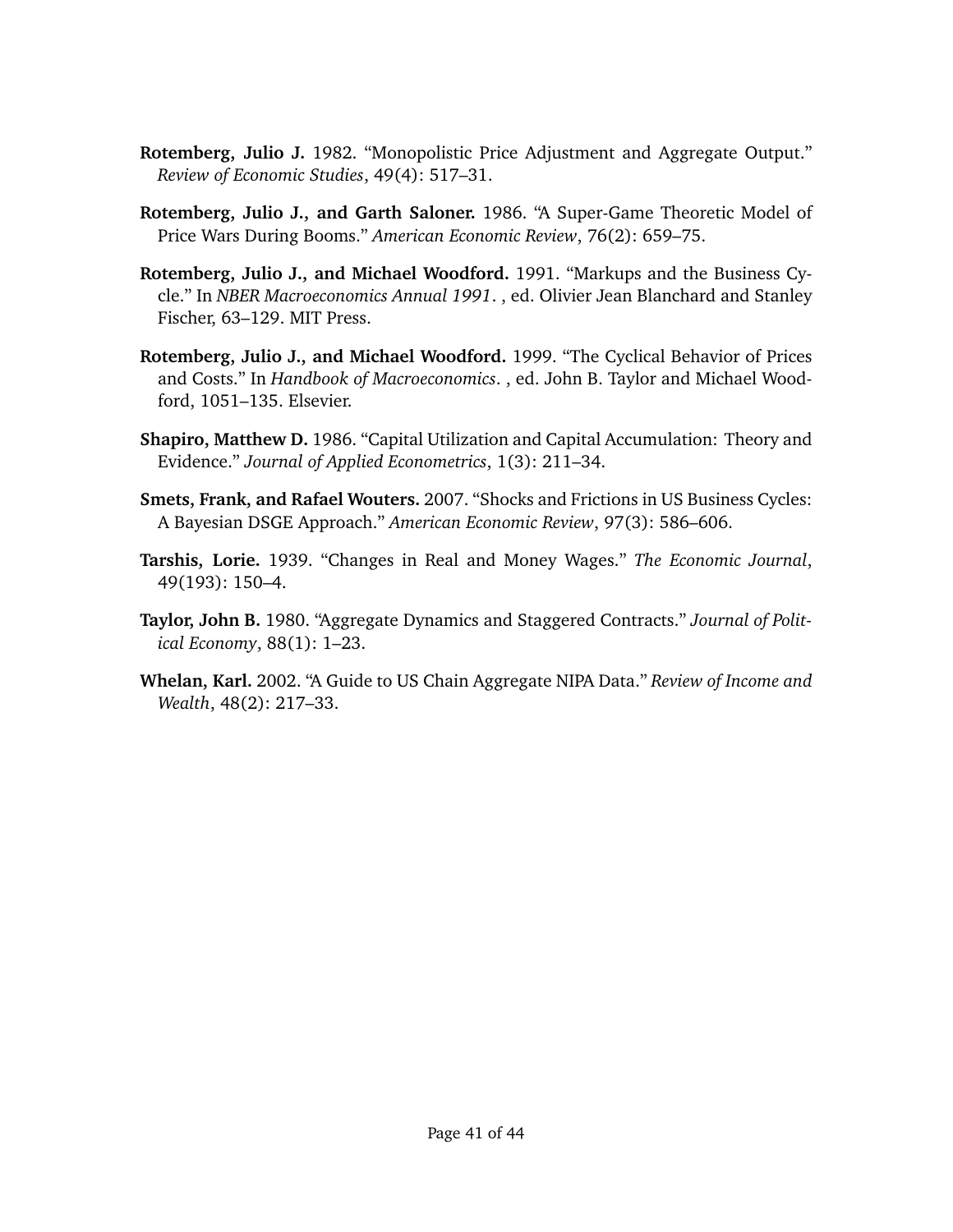**Rotemberg, Julio J.** 1982. "Monopolistic Price Adjustment and Aggregate Output." *Review of Economic Studies*, 49(4): 517–31.

**Rotemberg, Julio J., and Garth Saloner.** 1986. "A Super-Game Theoretic Model of Price Wars During Booms." *American Economic Review*, 76(2): 659–75.

**Rotemberg, Julio J., and Michael Woodford.** 1991. "Markups and the Business Cycle." In *NBER Macroeconomics Annual 1991*. , ed. Olivier Jean Blanchard and Stanley Fischer, 63–129. MIT Press.

**Rotemberg, Julio J., and Michael Woodford.** 1999. "The Cyclical Behavior of Prices and Costs." In *Handbook of Macroeconomics*. , ed. John B. Taylor and Michael Woodford, 1051–135. Elsevier.

**Shapiro, Matthew D.** 1986. "Capital Utilization and Capital Accumulation: Theory and Evidence." *Journal of Applied Econometrics*, 1(3): 211–34.

**Smets, Frank, and Rafael Wouters.** 2007. "Shocks and Frictions in US Business Cycles: A Bayesian DSGE Approach." *American Economic Review*, 97(3): 586–606.

**Tarshis, Lorie.** 1939. "Changes in Real and Money Wages." *The Economic Journal*, 49(193): 150–4.

**Taylor, John B.** 1980. "Aggregate Dynamics and Staggered Contracts." *Journal of Political Economy*, 88(1): 1–23.

**Whelan, Karl.** 2002. "A Guide to US Chain Aggregate NIPA Data." *Review of Income and Wealth*, 48(2): 217–33.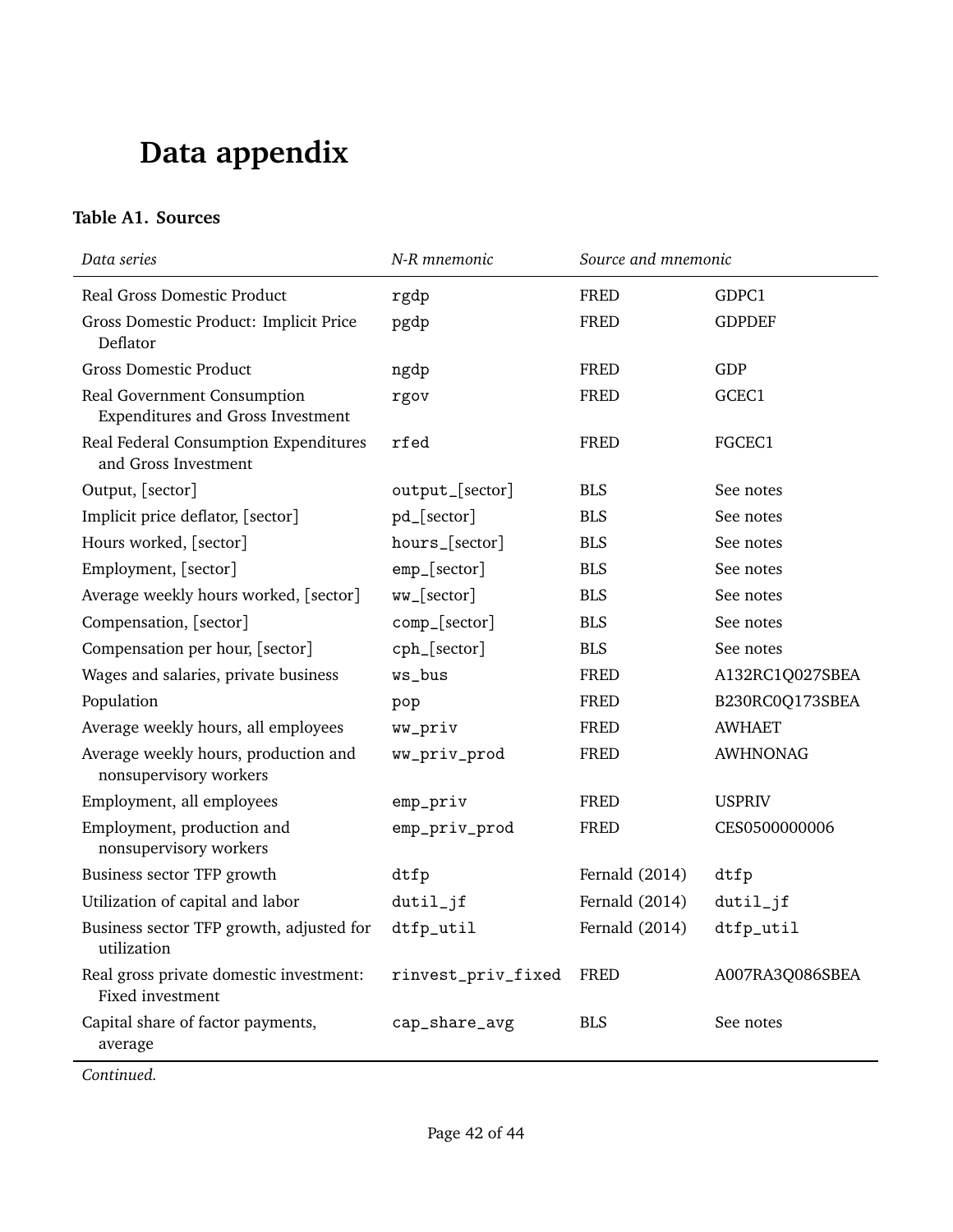# Data appendix

**Table A1. Sources**

| *Data series* | *N-R mnemonic* | *Source and mnemonic* | |
|---|---|---|---|
| Real Gross Domestic Product | rgdp | FRED | GDPC1 |
| Gross Domestic Product: Implicit Price Deflator | pgdp | FRED | GDPDEF |
| Gross Domestic Product | ngdp | FRED | GDP |
| Real Government Consumption Expenditures and Gross Investment | rgov | FRED | GCEC1 |
| Real Federal Consumption Expenditures and Gross Investment | rfed | FRED | FGCEC1 |
| Output, [sector] | output_[sector] | BLS | See notes |
| Implicit price deflator, [sector] | pd_[sector] | BLS | See notes |
| Hours worked, [sector] | hours_[sector] | BLS | See notes |
| Employment, [sector] | emp_[sector] | BLS | See notes |
| Average weekly hours worked, [sector] | ww_[sector] | BLS | See notes |
| Compensation, [sector] | comp_[sector] | BLS | See notes |
| Compensation per hour, [sector] | cph_[sector] | BLS | See notes |
| Wages and salaries, private business | ws_bus | FRED | A132RC1Q027SBEA |
| Population | pop | FRED | B230RC0Q173SBEA |
| Average weekly hours, all employees | ww_priv | FRED | AWHAET |
| Average weekly hours, production and nonsupervisory workers | ww_priv_prod | FRED | AWHNONAG |
| Employment, all employees | emp_priv | FRED | USPRIV |
| Employment, production and nonsupervisory workers | emp_priv_prod | FRED | CES0500000006 |
| Business sector TFP growth | dtfp | Fernald (2014) | dtfp |
| Utilization of capital and labor | dutil_jf | Fernald (2014) | dutil_jf |
| Business sector TFP growth, adjusted for utilization | dtfp_util | Fernald (2014) | dtfp_util |
| Real gross private domestic investment: Fixed investment | rinvest_priv_fixed | FRED | A007RA3Q086SBEA |
| Capital share of factor payments, average | cap_share_avg | BLS | See notes |

*Continued.*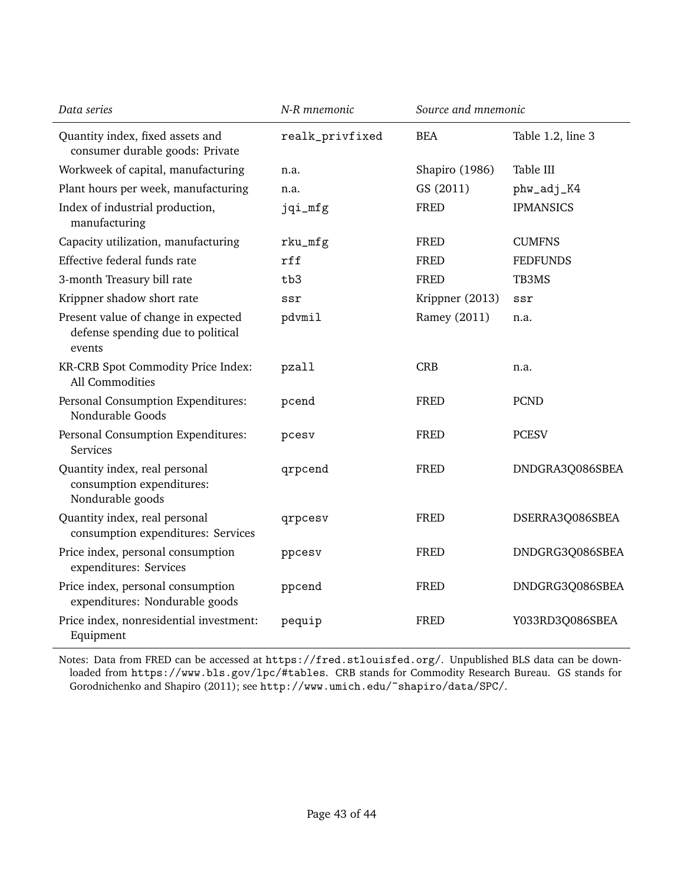| *Data series* | *N-R mnemonic* | *Source and mnemonic* | |
|---|---|---|---|
| Quantity index, fixed assets and consumer durable goods: Private | `realk_privfixed` | BEA | Table 1.2, line 3 |
| Workweek of capital, manufacturing | n.a. | Shapiro (1986) | Table III |
| Plant hours per week, manufacturing | n.a. | GS (2011) | `phw_adj_K4` |
| Index of industrial production, manufacturing | `jqi_mfg` | FRED | IPMANSICS |
| Capacity utilization, manufacturing | `rku_mfg` | FRED | CUMFNS |
| Effective federal funds rate | `rff` | FRED | FEDFUNDS |
| 3-month Treasury bill rate | `tb3` | FRED | TB3MS |
| Krippner shadow short rate | `ssr` | Krippner (2013) | `ssr` |
| Present value of change in expected defense spending due to political events | `pdvmil` | Ramey (2011) | n.a. |
| KR-CRB Spot Commodity Price Index: All Commodities | `pzall` | CRB | n.a. |
| Personal Consumption Expenditures: Nondurable Goods | `pcend` | FRED | PCND |
| Personal Consumption Expenditures: Services | `pcesv` | FRED | PCESV |
| Quantity index, real personal consumption expenditures: Nondurable goods | `qrpcend` | FRED | DNDGRA3Q086SBEA |
| Quantity index, real personal consumption expenditures: Services | `qrpcesv` | FRED | DSERRA3Q086SBEA |
| Price index, personal consumption expenditures: Services | `ppcesv` | FRED | DNDGRG3Q086SBEA |
| Price index, personal consumption expenditures: Nondurable goods | `ppcend` | FRED | DNDGRG3Q086SBEA |
| Price index, nonresidential investment: Equipment | `pequip` | FRED | Y033RD3Q086SBEA |

Notes: Data from FRED can be accessed at `https://fred.stlouisfed.org/`. Unpublished BLS data can be downloaded from `https://www.bls.gov/lpc/#tables`. CRB stands for Commodity Research Bureau. GS stands for Gorodnichenko and Shapiro (2011); see `http://www.umich.edu/~shapiro/data/SPC/`.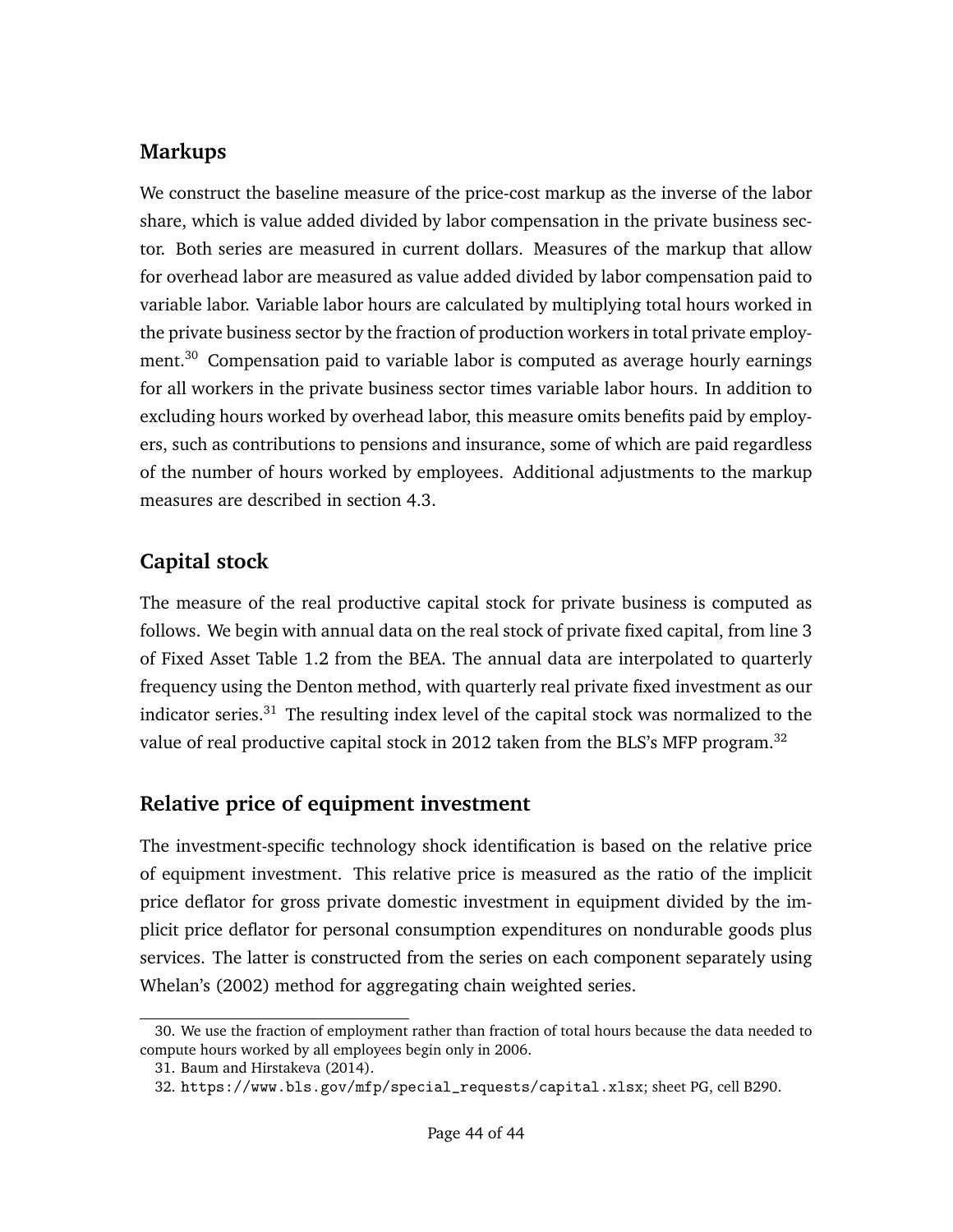### Markups

We construct the baseline measure of the price-cost markup as the inverse of the labor share, which is value added divided by labor compensation in the private business sector. Both series are measured in current dollars. Measures of the markup that allow for overhead labor are measured as value added divided by labor compensation paid to variable labor. Variable labor hours are calculated by multiplying total hours worked in the private business sector by the fraction of production workers in total private employment.[30] Compensation paid to variable labor is computed as average hourly earnings for all workers in the private business sector times variable labor hours. In addition to excluding hours worked by overhead labor, this measure omits benefits paid by employers, such as contributions to pensions and insurance, some of which are paid regardless of the number of hours worked by employees. Additional adjustments to the markup measures are described in section 4.3.

### Capital stock

The measure of the real productive capital stock for private business is computed as follows. We begin with annual data on the real stock of private fixed capital, from line 3 of Fixed Asset Table 1.2 from the BEA. The annual data are interpolated to quarterly frequency using the Denton method, with quarterly real private fixed investment as our indicator series.[31] The resulting index level of the capital stock was normalized to the value of real productive capital stock in 2012 taken from the BLS's MFP program.[32]

### Relative price of equipment investment

The investment-specific technology shock identification is based on the relative price of equipment investment. This relative price is measured as the ratio of the implicit price deflator for gross private domestic investment in equipment divided by the implicit price deflator for personal consumption expenditures on nondurable goods plus services. The latter is constructed from the series on each component separately using Whelan's (2002) method for aggregating chain weighted series.

30. We use the fraction of employment rather than fraction of total hours because the data needed to compute hours worked by all employees begin only in 2006.

31. Baum and Hirstakeva (2014).

32. `https://www.bls.gov/mfp/special_requests/capital.xlsx`; sheet PG, cell B290.